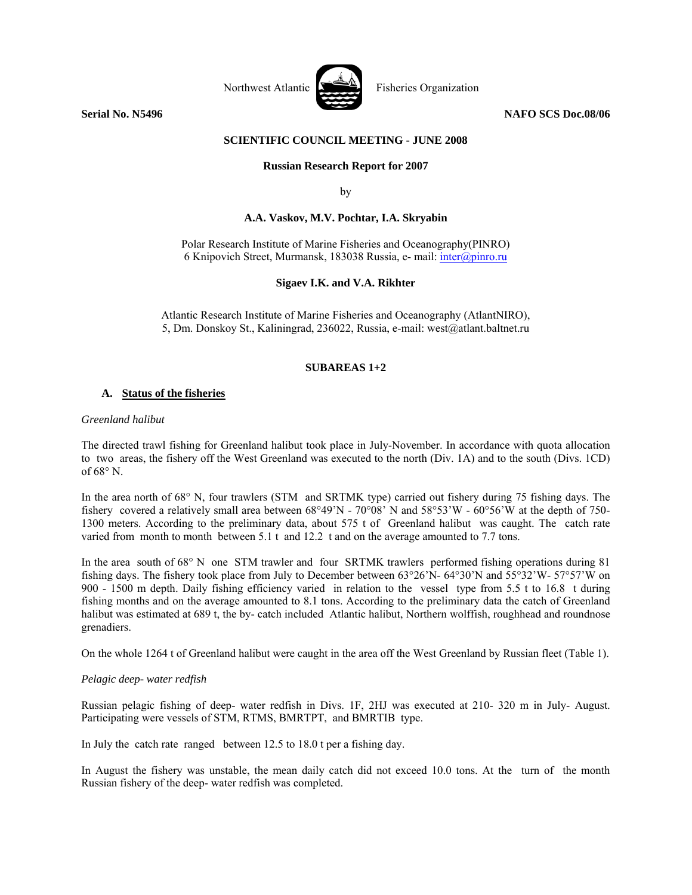Northwest Atlantic Fisheries Organization

**Serial No. N5496** **NAFO SCS Doc.08/06**

**SCIENTIFIC COUNCIL MEETING - JUNE 2008**

# Russian Research Report for 2007

by

**A.A. Vaskov, M.V. Pochtar, I.A. Skryabin**

Polar Research Institute of Marine Fisheries and Oceanography(PINRO)
6 Knipovich Street, Murmansk, 183038 Russia, e- mail: inter@pinro.ru

**Sigaev I.K. and V.A. Rikhter**

Atlantic Research Institute of Marine Fisheries and Oceanography (AtlantNIRO),
5, Dm. Donskoy St., Kaliningrad, 236022, Russia, e-mail: west@atlant.baltnet.ru

## SUBAREAS 1+2

### A. Status of the fisheries

*Greenland halibut*

The directed trawl fishing for Greenland halibut took place in July-November. In accordance with quota allocation to two areas, the fishery off the West Greenland was executed to the north (Div. 1A) and to the south (Divs. 1CD) of 68° N.

In the area north of 68° N, four trawlers (STM and SRTMK type) carried out fishery during 75 fishing days. The fishery covered a relatively small area between 68°49'N - 70°08' N and 58°53'W - 60°56'W at the depth of 750-1300 meters. According to the preliminary data, about 575 t of Greenland halibut was caught. The catch rate varied from month to month between 5.1 t and 12.2 t and on the average amounted to 7.7 tons.

In the area south of 68° N one STM trawler and four SRTMK trawlers performed fishing operations during 81 fishing days. The fishery took place from July to December between 63°26'N- 64°30'N and 55°32'W- 57°57'W on 900 - 1500 m depth. Daily fishing efficiency varied in relation to the vessel type from 5.5 t to 16.8 t during fishing months and on the average amounted to 8.1 tons. According to the preliminary data the catch of Greenland halibut was estimated at 689 t, the by- catch included Atlantic halibut, Northern wolffish, roughhead and roundnose grenadiers.

On the whole 1264 t of Greenland halibut were caught in the area off the West Greenland by Russian fleet (Table 1).

*Pelagic deep- water redfish*

Russian pelagic fishing of deep- water redfish in Divs. 1F, 2HJ was executed at 210- 320 m in July- August. Participating were vessels of STM, RTMS, BMRTPT, and BMRTIB type.

In July the catch rate ranged between 12.5 to 18.0 t per a fishing day.

In August the fishery was unstable, the mean daily catch did not exceed 10.0 tons. At the turn of the month Russian fishery of the deep- water redfish was completed.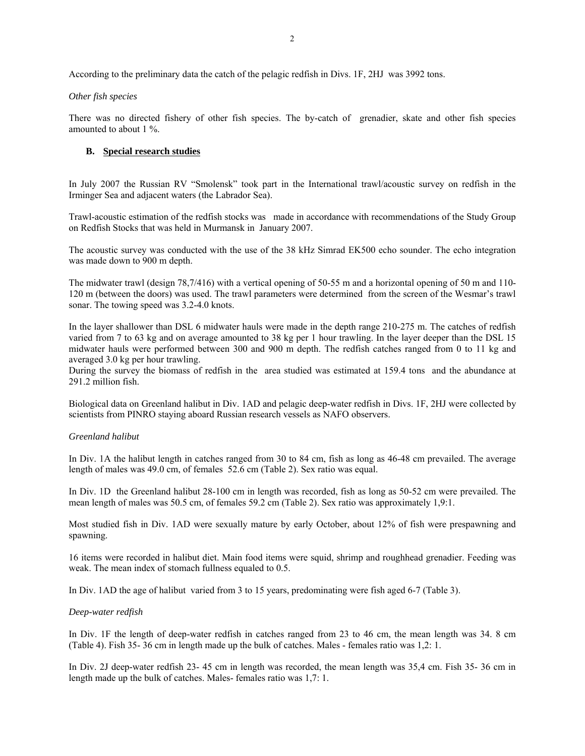According to the preliminary data the catch of the pelagic redfish in Divs. 1F, 2HJ was 3992 tons.

*Other fish species*

There was no directed fishery of other fish species. The by-catch of grenadier, skate and other fish species amounted to about 1 %.

### B. <u>Special research studies</u>

In July 2007 the Russian RV "Smolensk" took part in the International trawl/acoustic survey on redfish in the Irminger Sea and adjacent waters (the Labrador Sea).

Trawl-acoustic estimation of the redfish stocks was made in accordance with recommendations of the Study Group on Redfish Stocks that was held in Murmansk in January 2007.

The acoustic survey was conducted with the use of the 38 kHz Simrad EK500 echo sounder. The echo integration was made down to 900 m depth.

The midwater trawl (design 78,7/416) with a vertical opening of 50-55 m and a horizontal opening of 50 m and 110-120 m (between the doors) was used. The trawl parameters were determined from the screen of the Wesmar's trawl sonar. The towing speed was 3.2-4.0 knots.

In the layer shallower than DSL 6 midwater hauls were made in the depth range 210-275 m. The catches of redfish varied from 7 to 63 kg and on average amounted to 38 kg per 1 hour trawling. In the layer deeper than the DSL 15 midwater hauls were performed between 300 and 900 m depth. The redfish catches ranged from 0 to 11 kg and averaged 3.0 kg per hour trawling.
During the survey the biomass of redfish in the area studied was estimated at 159.4 tons and the abundance at 291.2 million fish.

Biological data on Greenland halibut in Div. 1AD and pelagic deep-water redfish in Divs. 1F, 2HJ were collected by scientists from PINRO staying aboard Russian research vessels as NAFO observers.

*Greenland halibut*

In Div. 1A the halibut length in catches ranged from 30 to 84 cm, fish as long as 46-48 cm prevailed. The average length of males was 49.0 cm, of females 52.6 cm (Table 2). Sex ratio was equal.

In Div. 1D the Greenland halibut 28-100 cm in length was recorded, fish as long as 50-52 cm were prevailed. The mean length of males was 50.5 cm, of females 59.2 cm (Table 2). Sex ratio was approximately 1,9:1.

Most studied fish in Div. 1AD were sexually mature by early October, about 12% of fish were prespawning and spawning.

16 items were recorded in halibut diet. Main food items were squid, shrimp and roughhead grenadier. Feeding was weak. The mean index of stomach fullness equaled to 0.5.

In Div. 1AD the age of halibut varied from 3 to 15 years, predominating were fish aged 6-7 (Table 3).

*Deep-water redfish*

In Div. 1F the length of deep-water redfish in catches ranged from 23 to 46 cm, the mean length was 34. 8 cm (Table 4). Fish 35- 36 cm in length made up the bulk of catches. Males - females ratio was 1,2: 1.

In Div. 2J deep-water redfish 23- 45 cm in length was recorded, the mean length was 35,4 cm. Fish 35- 36 cm in length made up the bulk of catches. Males- females ratio was 1,7: 1.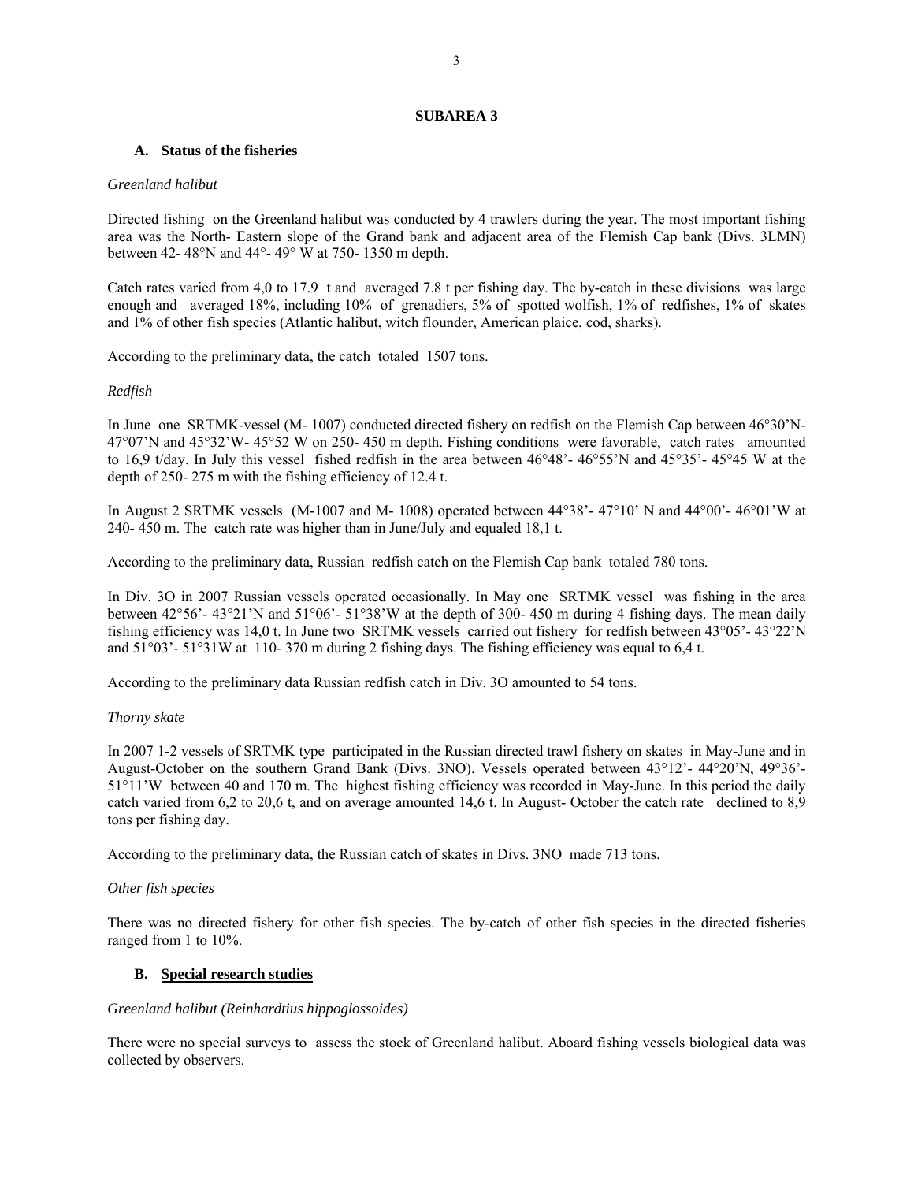## SUBAREA 3

### A. Status of the fisheries

*Greenland halibut*

Directed fishing on the Greenland halibut was conducted by 4 trawlers during the year. The most important fishing area was the North- Eastern slope of the Grand bank and adjacent area of the Flemish Cap bank (Divs. 3LMN) between 42- 48°N and 44°- 49° W at 750- 1350 m depth.

Catch rates varied from 4,0 to 17.9 t and averaged 7.8 t per fishing day. The by-catch in these divisions was large enough and averaged 18%, including 10% of grenadiers, 5% of spotted wolffish, 1% of redfishes, 1% of skates and 1% of other fish species (Atlantic halibut, witch flounder, American plaice, cod, sharks).

According to the preliminary data, the catch totaled 1507 tons.

*Redfish*

In June one SRTMK-vessel (M- 1007) conducted directed fishery on redfish on the Flemish Cap between 46°30'N- 47°07'N and 45°32'W- 45°52 W on 250- 450 m depth. Fishing conditions were favorable, catch rates amounted to 16,9 t/day. In July this vessel fished redfish in the area between 46°48'- 46°55'N and 45°35'- 45°45 W at the depth of 250- 275 m with the fishing efficiency of 12.4 t.

In August 2 SRTMK vessels (M-1007 and M- 1008) operated between 44°38'- 47°10' N and 44°00'- 46°01'W at 240- 450 m. The catch rate was higher than in June/July and equaled 18,1 t.

According to the preliminary data, Russian redfish catch on the Flemish Cap bank totaled 780 tons.

In Div. 3O in 2007 Russian vessels operated occasionally. In May one SRTMK vessel was fishing in the area between 42°56'- 43°21'N and 51°06'- 51°38'W at the depth of 300- 450 m during 4 fishing days. The mean daily fishing efficiency was 14,0 t. In June two SRTMK vessels carried out fishery for redfish between 43°05'- 43°22'N and 51°03'- 51°31W at 110- 370 m during 2 fishing days. The fishing efficiency was equal to 6,4 t.

According to the preliminary data Russian redfish catch in Div. 3O amounted to 54 tons.

*Thorny skate*

In 2007 1-2 vessels of SRTMK type participated in the Russian directed trawl fishery on skates in May-June and in August-October on the southern Grand Bank (Divs. 3NO). Vessels operated between 43°12'- 44°20'N, 49°36'- 51°11'W between 40 and 170 m. The highest fishing efficiency was recorded in May-June. In this period the daily catch varied from 6,2 to 20,6 t, and on average amounted 14,6 t. In August- October the catch rate declined to 8,9 tons per fishing day.

According to the preliminary data, the Russian catch of skates in Divs. 3NO made 713 tons.

*Other fish species*

There was no directed fishery for other fish species. The by-catch of other fish species in the directed fisheries ranged from 1 to 10%.

### B. Special research studies

*Greenland halibut (Reinhardtius hippoglossoides)*

There were no special surveys to assess the stock of Greenland halibut. Aboard fishing vessels biological data was collected by observers.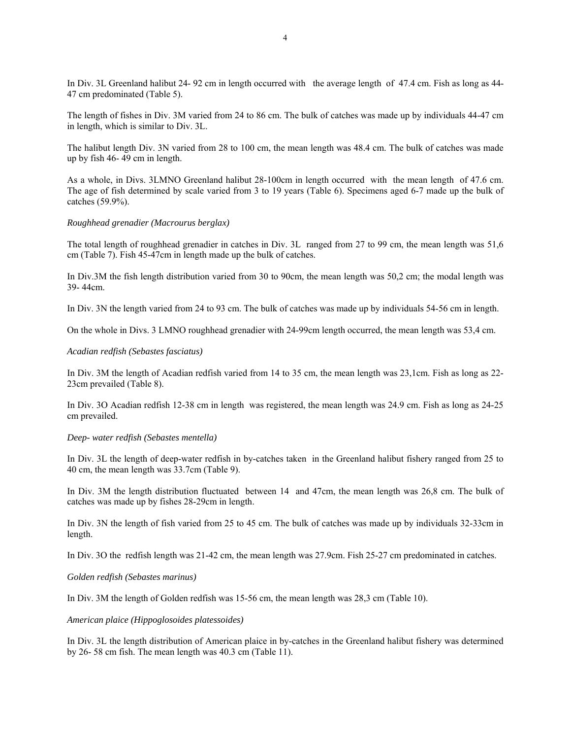In Div. 3L Greenland halibut 24- 92 cm in length occurred with the average length of 47.4 cm. Fish as long as 44-47 cm predominated (Table 5).

The length of fishes in Div. 3M varied from 24 to 86 cm. The bulk of catches was made up by individuals 44-47 cm in length, which is similar to Div. 3L.

The halibut length Div. 3N varied from 28 to 100 cm, the mean length was 48.4 cm. The bulk of catches was made up by fish 46- 49 cm in length.

As a whole, in Divs. 3LMNO Greenland halibut 28-100cm in length occurred with the mean length of 47.6 cm. The age of fish determined by scale varied from 3 to 19 years (Table 6). Specimens aged 6-7 made up the bulk of catches (59.9%).

*Roughhead grenadier (Macrourus berglax)*

The total length of roughhead grenadier in catches in Div. 3L ranged from 27 to 99 cm, the mean length was 51,6 cm (Table 7). Fish 45-47cm in length made up the bulk of catches.

In Div.3M the fish length distribution varied from 30 to 90cm, the mean length was 50,2 cm; the modal length was 39- 44cm.

In Div. 3N the length varied from 24 to 93 cm. The bulk of catches was made up by individuals 54-56 cm in length.

On the whole in Divs. 3 LMNO roughhead grenadier with 24-99cm length occurred, the mean length was 53,4 cm.

*Acadian redfish (Sebastes fasciatus)*

In Div. 3M the length of Acadian redfish varied from 14 to 35 cm, the mean length was 23,1cm. Fish as long as 22-23cm prevailed (Table 8).

In Div. 3O Acadian redfish 12-38 cm in length was registered, the mean length was 24.9 cm. Fish as long as 24-25 cm prevailed.

*Deep- water redfish (Sebastes mentella)*

In Div. 3L the length of deep-water redfish in by-catches taken in the Greenland halibut fishery ranged from 25 to 40 cm, the mean length was 33.7cm (Table 9).

In Div. 3M the length distribution fluctuated between 14 and 47cm, the mean length was 26,8 cm. The bulk of catches was made up by fishes 28-29cm in length.

In Div. 3N the length of fish varied from 25 to 45 cm. The bulk of catches was made up by individuals 32-33cm in length.

In Div. 3O the redfish length was 21-42 cm, the mean length was 27.9cm. Fish 25-27 cm predominated in catches.

*Golden redfish (Sebastes marinus)*

In Div. 3M the length of Golden redfish was 15-56 cm, the mean length was 28,3 cm (Table 10).

*American plaice (Hippoglosoides platessoides)*

In Div. 3L the length distribution of American plaice in by-catches in the Greenland halibut fishery was determined by 26- 58 cm fish. The mean length was 40.3 cm (Table 11).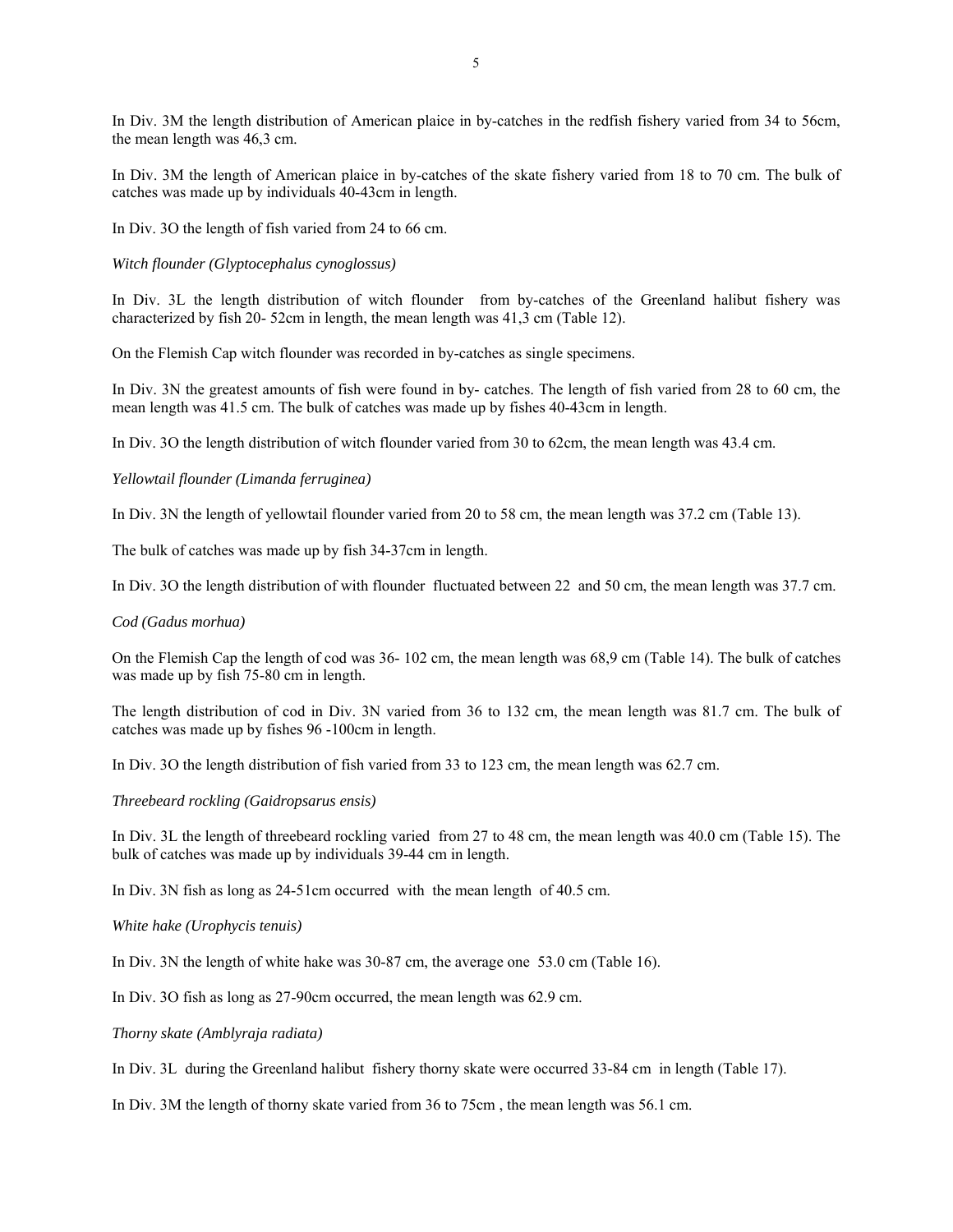In Div. 3M the length distribution of American plaice in by-catches in the redfish fishery varied from 34 to 56cm, the mean length was 46,3 cm.

In Div. 3M the length of American plaice in by-catches of the skate fishery varied from 18 to 70 cm. The bulk of catches was made up by individuals 40-43cm in length.

In Div. 3O the length of fish varied from 24 to 66 cm.

*Witch flounder (Glyptocephalus cynoglossus)*

In Div. 3L the length distribution of witch flounder from by-catches of the Greenland halibut fishery was characterized by fish 20- 52cm in length, the mean length was 41,3 cm (Table 12).

On the Flemish Cap witch flounder was recorded in by-catches as single specimens.

In Div. 3N the greatest amounts of fish were found in by- catches. The length of fish varied from 28 to 60 cm, the mean length was 41.5 cm. The bulk of catches was made up by fishes 40-43cm in length.

In Div. 3O the length distribution of witch flounder varied from 30 to 62cm, the mean length was 43.4 cm.

*Yellowtail flounder (Limanda ferruginea)*

In Div. 3N the length of yellowtail flounder varied from 20 to 58 cm, the mean length was 37.2 cm (Table 13).

The bulk of catches was made up by fish 34-37cm in length.

In Div. 3O the length distribution of with flounder fluctuated between 22 and 50 cm, the mean length was 37.7 cm.

*Cod (Gadus morhua)*

On the Flemish Cap the length of cod was 36- 102 cm, the mean length was 68,9 cm (Table 14). The bulk of catches was made up by fish 75-80 cm in length.

The length distribution of cod in Div. 3N varied from 36 to 132 cm, the mean length was 81.7 cm. The bulk of catches was made up by fishes 96 -100cm in length.

In Div. 3O the length distribution of fish varied from 33 to 123 cm, the mean length was 62.7 cm.

*Threebeard rockling (Gaidropsarus ensis)*

In Div. 3L the length of threebeard rockling varied from 27 to 48 cm, the mean length was 40.0 cm (Table 15). The bulk of catches was made up by individuals 39-44 cm in length.

In Div. 3N fish as long as 24-51cm occurred with the mean length of 40.5 cm.

*White hake (Urophycis tenuis)*

In Div. 3N the length of white hake was 30-87 cm, the average one 53.0 cm (Table 16).

In Div. 3O fish as long as 27-90cm occurred, the mean length was 62.9 cm.

*Thorny skate (Amblyraja radiata)*

In Div. 3L during the Greenland halibut fishery thorny skate were occurred 33-84 cm in length (Table 17).

In Div. 3M the length of thorny skate varied from 36 to 75cm , the mean length was 56.1 cm.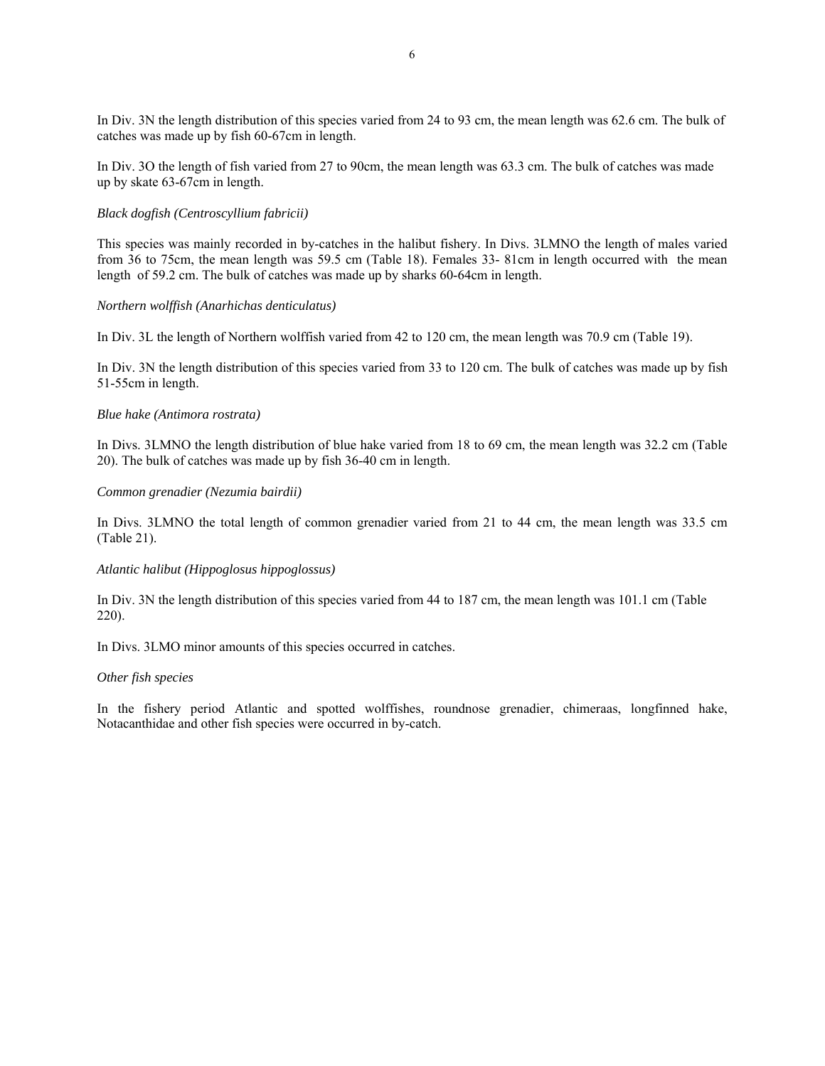In Div. 3N the length distribution of this species varied from 24 to 93 cm, the mean length was 62.6 cm. The bulk of catches was made up by fish 60-67cm in length.

In Div. 3O the length of fish varied from 27 to 90cm, the mean length was 63.3 cm. The bulk of catches was made up by skate 63-67cm in length.

*Black dogfish (Centroscyllium fabricii)*

This species was mainly recorded in by-catches in the halibut fishery. In Divs. 3LMNO the length of males varied from 36 to 75cm, the mean length was 59.5 cm (Table 18). Females 33- 81cm in length occurred with the mean length of 59.2 cm. The bulk of catches was made up by sharks 60-64cm in length.

*Northern wolffish (Anarhichas denticulatus)*

In Div. 3L the length of Northern wolffish varied from 42 to 120 cm, the mean length was 70.9 cm (Table 19).

In Div. 3N the length distribution of this species varied from 33 to 120 cm. The bulk of catches was made up by fish 51-55cm in length.

*Blue hake (Antimora rostrata)*

In Divs. 3LMNO the length distribution of blue hake varied from 18 to 69 cm, the mean length was 32.2 cm (Table 20). The bulk of catches was made up by fish 36-40 cm in length.

*Common grenadier (Nezumia bairdii)*

In Divs. 3LMNO the total length of common grenadier varied from 21 to 44 cm, the mean length was 33.5 cm (Table 21).

*Atlantic halibut (Hippoglosus hippoglossus)*

In Div. 3N the length distribution of this species varied from 44 to 187 cm, the mean length was 101.1 cm (Table 220).

In Divs. 3LMO minor amounts of this species occurred in catches.

*Other fish species*

In the fishery period Atlantic and spotted wolffishes, roundnose grenadier, chimeraas, longfinned hake, Notacanthidae and other fish species were occurred in by-catch.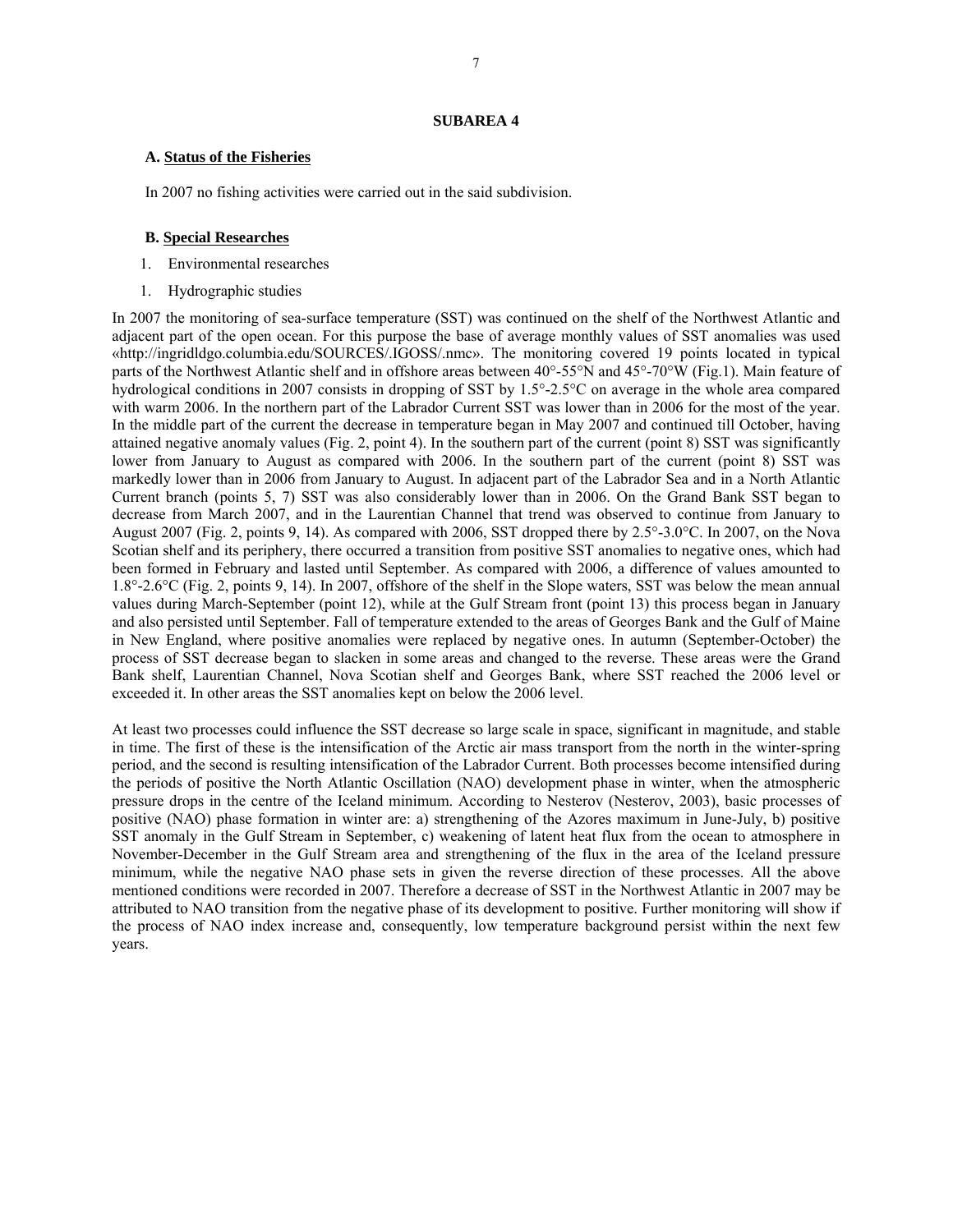# SUBAREA 4

## A. Status of the Fisheries

In 2007 no fishing activities were carried out in the said subdivision.

## B. Special Researches

1. Environmental researches

1. Hydrographic studies

In 2007 the monitoring of sea-surface temperature (SST) was continued on the shelf of the Northwest Atlantic and adjacent part of the open ocean. For this purpose the base of average monthly values of SST anomalies was used «http://ingridldgo.columbia.edu/SOURCES/.IGOSS/.nmc». The monitoring covered 19 points located in typical parts of the Northwest Atlantic shelf and in offshore areas between 40°-55°N and 45°-70°W (Fig.1). Main feature of hydrological conditions in 2007 consists in dropping of SST by 1.5°-2.5°C on average in the whole area compared with warm 2006. In the northern part of the Labrador Current SST was lower than in 2006 for the most of the year. In the middle part of the current the decrease in temperature began in May 2007 and continued till October, having attained negative anomaly values (Fig. 2, point 4). In the southern part of the current (point 8) SST was significantly lower from January to August as compared with 2006. In the southern part of the current (point 8) SST was markedly lower than in 2006 from January to August. In adjacent part of the Labrador Sea and in a North Atlantic Current branch (points 5, 7) SST was also considerably lower than in 2006. On the Grand Bank SST began to decrease from March 2007, and in the Laurentian Channel that trend was observed to continue from January to August 2007 (Fig. 2, points 9, 14). As compared with 2006, SST dropped there by 2.5°-3.0°C. In 2007, on the Nova Scotian shelf and its periphery, there occurred a transition from positive SST anomalies to negative ones, which had been formed in February and lasted until September. As compared with 2006, a difference of values amounted to 1.8°-2.6°C (Fig. 2, points 9, 14). In 2007, offshore of the shelf in the Slope waters, SST was below the mean annual values during March-September (point 12), while at the Gulf Stream front (point 13) this process began in January and also persisted until September. Fall of temperature extended to the areas of Georges Bank and the Gulf of Maine in New England, where positive anomalies were replaced by negative ones. In autumn (September-October) the process of SST decrease began to slacken in some areas and changed to the reverse. These areas were the Grand Bank shelf, Laurentian Channel, Nova Scotian shelf and Georges Bank, where SST reached the 2006 level or exceeded it. In other areas the SST anomalies kept on below the 2006 level.

At least two processes could influence the SST decrease so large scale in space, significant in magnitude, and stable in time. The first of these is the intensification of the Arctic air mass transport from the north in the winter-spring period, and the second is resulting intensification of the Labrador Current. Both processes become intensified during the periods of positive the North Atlantic Oscillation (NAO) development phase in winter, when the atmospheric pressure drops in the centre of the Iceland minimum. According to Nesterov (Nesterov, 2003), basic processes of positive (NAO) phase formation in winter are: a) strengthening of the Azores maximum in June-July, b) positive SST anomaly in the Gulf Stream in September, c) weakening of latent heat flux from the ocean to atmosphere in November-December in the Gulf Stream area and strengthening of the flux in the area of the Iceland pressure minimum, while the negative NAO phase sets in given the reverse direction of these processes. All the above mentioned conditions were recorded in 2007. Therefore a decrease of SST in the Northwest Atlantic in 2007 may be attributed to NAO transition from the negative phase of its development to positive. Further monitoring will show if the process of NAO index increase and, consequently, low temperature background persist within the next few years.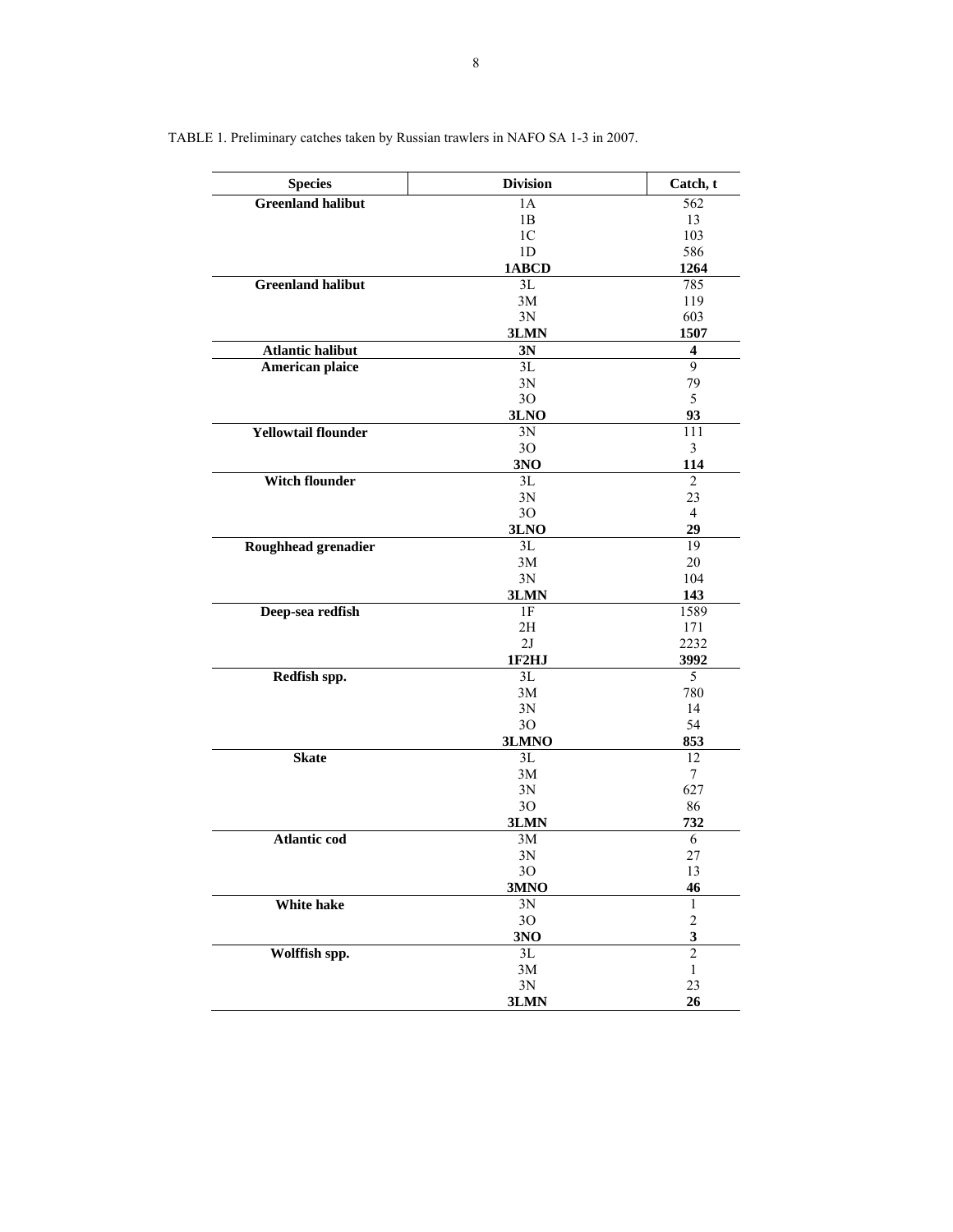TABLE 1. Preliminary catches taken by Russian trawlers in NAFO SA 1-3 in 2007.

| Species | Division | Catch, t |
|---|---|---|
| **Greenland halibut** | 1A | 562 |
| | 1B | 13 |
| | 1C | 103 |
| | 1D | 586 |
| | **1ABCD** | **1264** |
| **Greenland halibut** | 3L | 785 |
| | 3M | 119 |
| | 3N | 603 |
| | **3LMN** | **1507** |
| **Atlantic halibut** | **3N** | **4** |
| **American plaice** | 3L | 9 |
| | 3N | 79 |
| | 3O | 5 |
| | **3LNO** | **93** |
| **Yellowtail flounder** | 3N | 111 |
| | 3O | 3 |
| | **3NO** | **114** |
| **Witch flounder** | 3L | 2 |
| | 3N | 23 |
| | 3O | 4 |
| | **3LNO** | **29** |
| **Roughhead grenadier** | 3L | 19 |
| | 3M | 20 |
| | 3N | 104 |
| | **3LMN** | **143** |
| **Deep-sea redfish** | 1F | 1589 |
| | 2H | 171 |
| | 2J | 2232 |
| | **1F2HJ** | **3992** |
| **Redfish spp.** | 3L | 5 |
| | 3M | 780 |
| | 3N | 14 |
| | 3O | 54 |
| | **3LMNO** | **853** |
| **Skate** | 3L | 12 |
| | 3M | 7 |
| | 3N | 627 |
| | 3O | 86 |
| | **3LMN** | **732** |
| **Atlantic cod** | 3M | 6 |
| | 3N | 27 |
| | 3O | 13 |
| | **3MNO** | **46** |
| **White hake** | 3N | 1 |
| | 3O | 2 |
| | **3NO** | **3** |
| **Wolffish spp.** | 3L | 2 |
| | 3M | 1 |
| | 3N | 23 |
| | **3LMN** | **26** |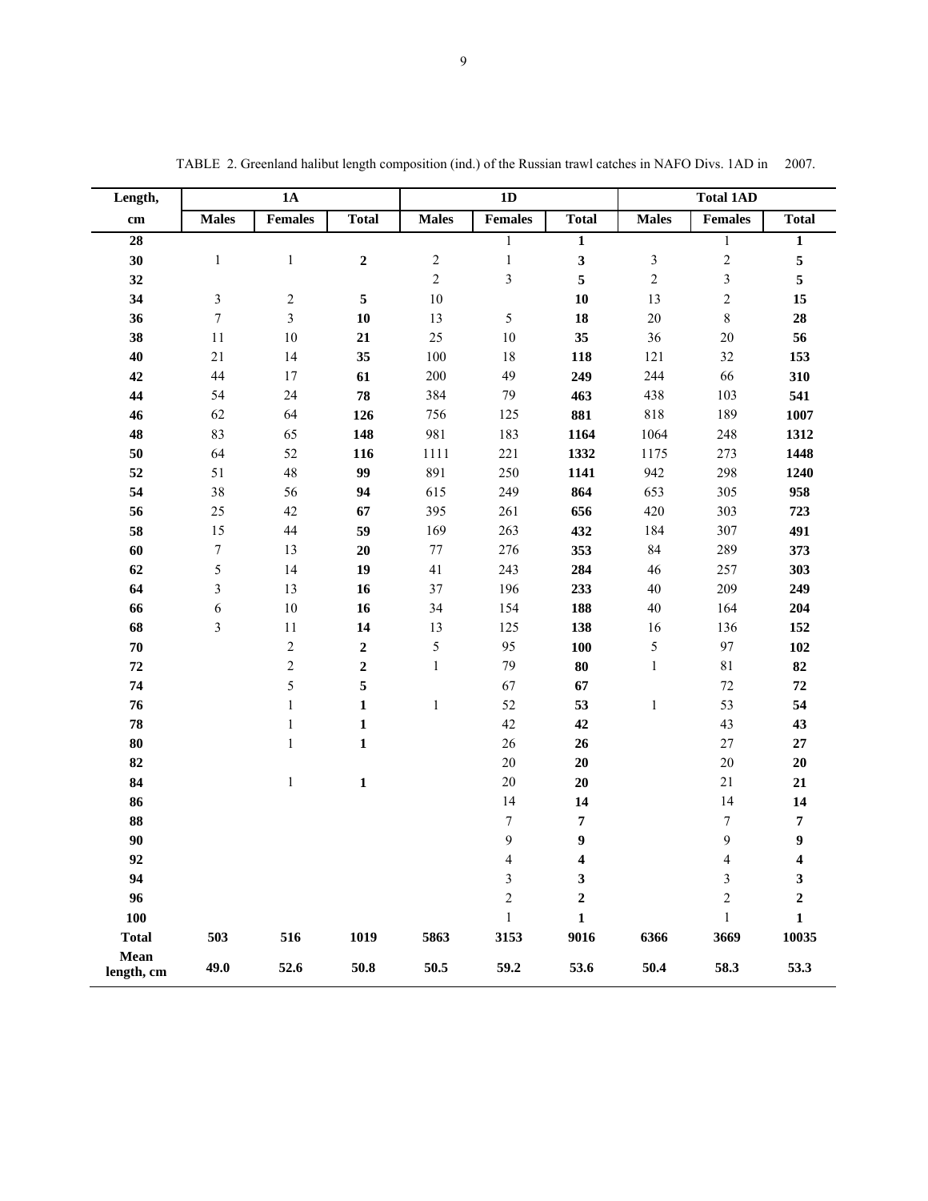TABLE 2. Greenland halibut length composition (ind.) of the Russian trawl catches in NAFO Divs. 1AD in 2007.

| Length, | 1A | | | 1D | | | Total 1AD | | |
|---|---|---|---|---|---|---|---|---|---|
| cm | Males | Females | Total | Males | Females | Total | Males | Females | Total |
| **28** | | | | | 1 | **1** | | 1 | **1** |
| **30** | 1 | 1 | **2** | 2 | 1 | **3** | 3 | 2 | **5** |
| **32** | | | | 2 | 3 | **5** | 2 | 3 | **5** |
| **34** | 3 | 2 | **5** | 10 | | **10** | 13 | 2 | **15** |
| **36** | 7 | 3 | **10** | 13 | 5 | **18** | 20 | 8 | **28** |
| **38** | 11 | 10 | **21** | 25 | 10 | **35** | 36 | 20 | **56** |
| **40** | 21 | 14 | **35** | 100 | 18 | **118** | 121 | 32 | **153** |
| **42** | 44 | 17 | **61** | 200 | 49 | **249** | 244 | 66 | **310** |
| **44** | 54 | 24 | **78** | 384 | 79 | **463** | 438 | 103 | **541** |
| **46** | 62 | 64 | **126** | 756 | 125 | **881** | 818 | 189 | **1007** |
| **48** | 83 | 65 | **148** | 981 | 183 | **1164** | 1064 | 248 | **1312** |
| **50** | 64 | 52 | **116** | 1111 | 221 | **1332** | 1175 | 273 | **1448** |
| **52** | 51 | 48 | **99** | 891 | 250 | **1141** | 942 | 298 | **1240** |
| **54** | 38 | 56 | **94** | 615 | 249 | **864** | 653 | 305 | **958** |
| **56** | 25 | 42 | **67** | 395 | 261 | **656** | 420 | 303 | **723** |
| **58** | 15 | 44 | **59** | 169 | 263 | **432** | 184 | 307 | **491** |
| **60** | 7 | 13 | **20** | 77 | 276 | **353** | 84 | 289 | **373** |
| **62** | 5 | 14 | **19** | 41 | 243 | **284** | 46 | 257 | **303** |
| **64** | 3 | 13 | **16** | 37 | 196 | **233** | 40 | 209 | **249** |
| **66** | 6 | 10 | **16** | 34 | 154 | **188** | 40 | 164 | **204** |
| **68** | 3 | 11 | **14** | 13 | 125 | **138** | 16 | 136 | **152** |
| **70** | | 2 | **2** | 5 | 95 | **100** | 5 | 97 | **102** |
| **72** | | 2 | **2** | 1 | 79 | **80** | 1 | 81 | **82** |
| **74** | | 5 | **5** | | 67 | **67** | | 72 | **72** |
| **76** | | 1 | **1** | 1 | 52 | **53** | 1 | 53 | **54** |
| **78** | | 1 | **1** | | 42 | **42** | | 43 | **43** |
| **80** | | 1 | **1** | | 26 | **26** | | 27 | **27** |
| **82** | | | | | 20 | **20** | | 20 | **20** |
| **84** | | 1 | **1** | | 20 | **20** | | 21 | **21** |
| **86** | | | | | 14 | **14** | | 14 | **14** |
| **88** | | | | | 7 | **7** | | 7 | **7** |
| **90** | | | | | 9 | **9** | | 9 | **9** |
| **92** | | | | | 4 | **4** | | 4 | **4** |
| **94** | | | | | 3 | **3** | | 3 | **3** |
| **96** | | | | | 2 | **2** | | 2 | **2** |
| **100** | | | | | 1 | **1** | | 1 | **1** |
| **Total** | **503** | **516** | **1019** | **5863** | **3153** | **9016** | **6366** | **3669** | **10035** |
| **Mean length, cm** | **49.0** | **52.6** | **50.8** | **50.5** | **59.2** | **53.6** | **50.4** | **58.3** | **53.3** |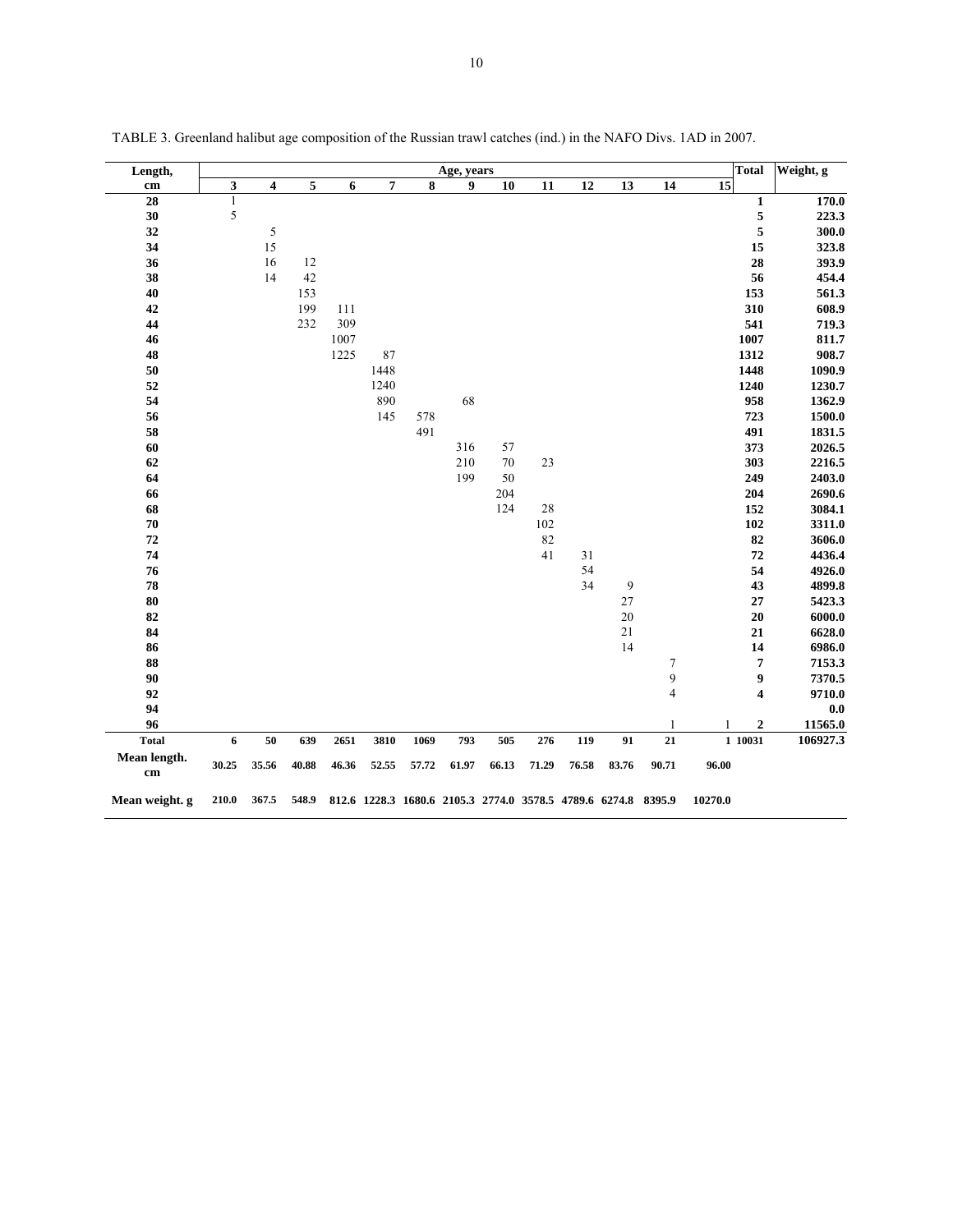TABLE 3. Greenland halibut age composition of the Russian trawl catches (ind.) in the NAFO Divs. 1AD in 2007.

| Length, cm | Age, years | | | | | | | | | | | | | Total | Weight, g |
|---|---|---|---|---|---|---|---|---|---|---|---|---|---|---|---|
| | 3 | 4 | 5 | 6 | 7 | 8 | 9 | 10 | 11 | 12 | 13 | 14 | 15 | | |
| **28** | 1 | | | | | | | | | | | | | **1** | **170.0** |
| **30** | 5 | | | | | | | | | | | | | **5** | **223.3** |
| **32** | | 5 | | | | | | | | | | | | **5** | **300.0** |
| **34** | | 15 | | | | | | | | | | | | **15** | **323.8** |
| **36** | | 16 | 12 | | | | | | | | | | | **28** | **393.9** |
| **38** | | 14 | 42 | | | | | | | | | | | **56** | **454.4** |
| **40** | | | 153 | | | | | | | | | | | **153** | **561.3** |
| **42** | | | 199 | 111 | | | | | | | | | | **310** | **608.9** |
| **44** | | | 232 | 309 | | | | | | | | | | **541** | **719.3** |
| **46** | | | | 1007 | | | | | | | | | | **1007** | **811.7** |
| **48** | | | | 1225 | 87 | | | | | | | | | **1312** | **908.7** |
| **50** | | | | | 1448 | | | | | | | | | **1448** | **1090.9** |
| **52** | | | | | 1240 | | | | | | | | | **1240** | **1230.7** |
| **54** | | | | | 890 | | 68 | | | | | | | **958** | **1362.9** |
| **56** | | | | | 145 | 578 | | | | | | | | **723** | **1500.0** |
| **58** | | | | | | 491 | | | | | | | | **491** | **1831.5** |
| **60** | | | | | | | 316 | 57 | | | | | | **373** | **2026.5** |
| **62** | | | | | | | 210 | 70 | 23 | | | | | **303** | **2216.5** |
| **64** | | | | | | | 199 | 50 | | | | | | **249** | **2403.0** |
| **66** | | | | | | | | 204 | | | | | | **204** | **2690.6** |
| **68** | | | | | | | | 124 | 28 | | | | | **152** | **3084.1** |
| **70** | | | | | | | | | 102 | | | | | **102** | **3311.0** |
| **72** | | | | | | | | | 82 | | | | | **82** | **3606.0** |
| **74** | | | | | | | | | 41 | 31 | | | | **72** | **4436.4** |
| **76** | | | | | | | | | | 54 | | | | **54** | **4926.0** |
| **78** | | | | | | | | | | 34 | 9 | | | **43** | **4899.8** |
| **80** | | | | | | | | | | | 27 | | | **27** | **5423.3** |
| **82** | | | | | | | | | | | 20 | | | **20** | **6000.0** |
| **84** | | | | | | | | | | | 21 | | | **21** | **6628.0** |
| **86** | | | | | | | | | | | 14 | | | **14** | **6986.0** |
| **88** | | | | | | | | | | | | 7 | | **7** | **7153.3** |
| **90** | | | | | | | | | | | | 9 | | **9** | **7370.5** |
| **92** | | | | | | | | | | | | 4 | | **4** | **9710.0** |
| **94** | | | | | | | | | | | | | | | **0.0** |
| **96** | | | | | | | | | | | | 1 | 1 | **2** | **11565.0** |
| **Total** | **6** | **50** | **639** | **2651** | **3810** | **1069** | **793** | **505** | **276** | **119** | **91** | **21** | **1** | **10031** | **106927.3** |
| **Mean length. cm** | **30.25** | **35.56** | **40.88** | **46.36** | **52.55** | **57.72** | **61.97** | **66.13** | **71.29** | **76.58** | **83.76** | **90.71** | **96.00** | | |
| **Mean weight. g** | **210.0** | **367.5** | **548.9** | **812.6** | **1228.3** | **1680.6** | **2105.3** | **2774.0** | **3578.5** | **4789.6** | **6274.8** | **8395.9** | **10270.0** | | |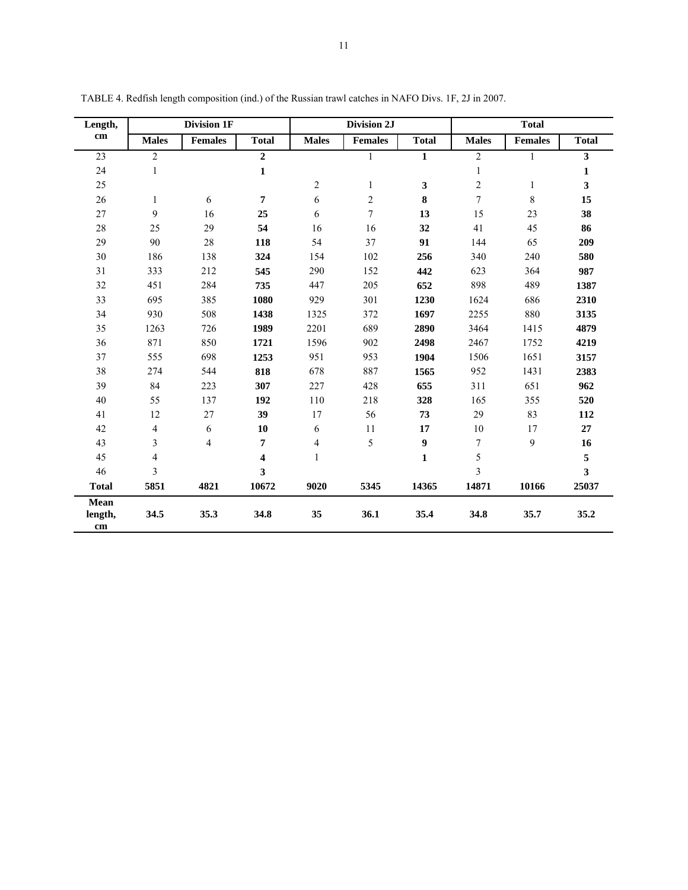TABLE 4. Redfish length composition (ind.) of the Russian trawl catches in NAFO Divs. 1F, 2J in 2007.

| Length, cm | Division 1F | | | Division 2J | | | Total | | |
|---|---|---|---|---|---|---|---|---|---|
| | Males | Females | Total | Males | Females | Total | Males | Females | Total |
| 23 | 2 | | **2** | | 1 | **1** | 2 | 1 | **3** |
| 24 | 1 | | **1** | | | | 1 | | **1** |
| 25 | | | | 2 | 1 | **3** | 2 | 1 | **3** |
| 26 | 1 | 6 | **7** | 6 | 2 | **8** | 7 | 8 | **15** |
| 27 | 9 | 16 | **25** | 6 | 7 | **13** | 15 | 23 | **38** |
| 28 | 25 | 29 | **54** | 16 | 16 | **32** | 41 | 45 | **86** |
| 29 | 90 | 28 | **118** | 54 | 37 | **91** | 144 | 65 | **209** |
| 30 | 186 | 138 | **324** | 154 | 102 | **256** | 340 | 240 | **580** |
| 31 | 333 | 212 | **545** | 290 | 152 | **442** | 623 | 364 | **987** |
| 32 | 451 | 284 | **735** | 447 | 205 | **652** | 898 | 489 | **1387** |
| 33 | 695 | 385 | **1080** | 929 | 301 | **1230** | 1624 | 686 | **2310** |
| 34 | 930 | 508 | **1438** | 1325 | 372 | **1697** | 2255 | 880 | **3135** |
| 35 | 1263 | 726 | **1989** | 2201 | 689 | **2890** | 3464 | 1415 | **4879** |
| 36 | 871 | 850 | **1721** | 1596 | 902 | **2498** | 2467 | 1752 | **4219** |
| 37 | 555 | 698 | **1253** | 951 | 953 | **1904** | 1506 | 1651 | **3157** |
| 38 | 274 | 544 | **818** | 678 | 887 | **1565** | 952 | 1431 | **2383** |
| 39 | 84 | 223 | **307** | 227 | 428 | **655** | 311 | 651 | **962** |
| 40 | 55 | 137 | **192** | 110 | 218 | **328** | 165 | 355 | **520** |
| 41 | 12 | 27 | **39** | 17 | 56 | **73** | 29 | 83 | **112** |
| 42 | 4 | 6 | **10** | 6 | 11 | **17** | 10 | 17 | **27** |
| 43 | 3 | 4 | **7** | 4 | 5 | **9** | 7 | 9 | **16** |
| 45 | 4 | | **4** | 1 | | **1** | 5 | | **5** |
| 46 | 3 | | **3** | | | | 3 | | **3** |
| **Total** | **5851** | **4821** | **10672** | **9020** | **5345** | **14365** | **14871** | **10166** | **25037** |
| **Mean length, cm** | **34.5** | **35.3** | **34.8** | **35** | **36.1** | **35.4** | **34.8** | **35.7** | **35.2** |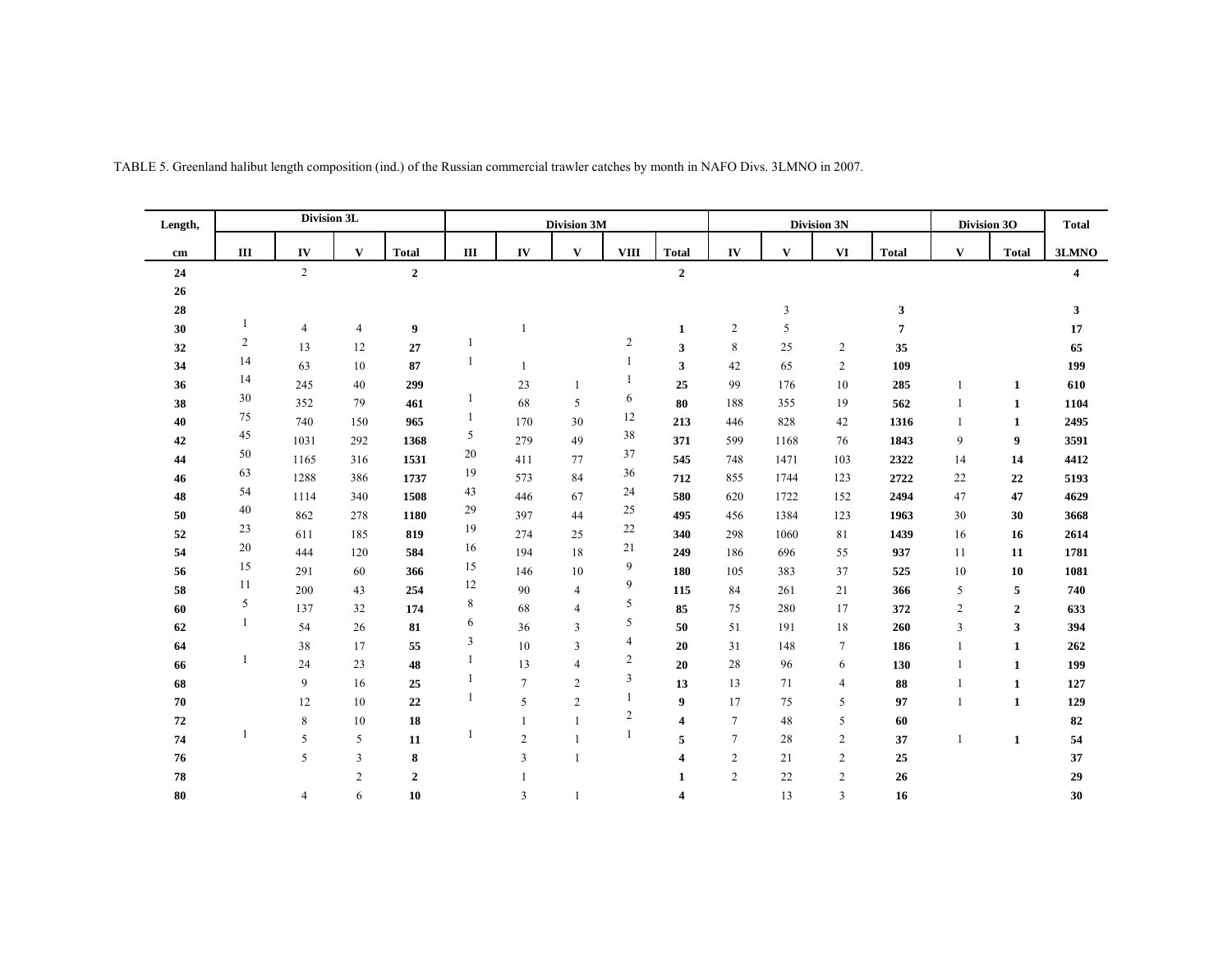TABLE 5. Greenland halibut length composition (ind.) of the Russian commercial trawler catches by month in NAFO Divs. 3LMNO in 2007.

| Length, | Division 3L | | | | Division 3M | | | | | Division 3N | | | | Division 3O | | Total |
|---|---|---|---|---|---|---|---|---|---|---|---|---|---|---|---|---|
| **cm** | **III** | **IV** | **V** | **Total** | **III** | **IV** | **V** | **VIII** | **Total** | **IV** | **V** | **VI** | **Total** | **V** | **Total** | **3LMNO** |
| **24** | | 2 | | **2** | | | | | **2** | | | | | | | **4** |
| **26** | | | | | | | | | | | | | | | | |
| **28** | | | | | | | | | | | 3 | | **3** | | | **3** |
| **30** | 1 | 4 | 4 | **9** | | 1 | | | **1** | 2 | 5 | | **7** | | | **17** |
| **32** | 2 | 13 | 12 | **27** | 1 | | | 2 | **3** | 8 | 25 | 2 | **35** | | | **65** |
| **34** | 14 | 63 | 10 | **87** | 1 | 1 | | 1 | **3** | 42 | 65 | 2 | **109** | | | **199** |
| **36** | 14 | 245 | 40 | **299** | | 23 | 1 | 1 | **25** | 99 | 176 | 10 | **285** | 1 | **1** | **610** |
| **38** | 30 | 352 | 79 | **461** | 1 | 68 | 5 | 6 | **80** | 188 | 355 | 19 | **562** | 1 | **1** | **1104** |
| **40** | 75 | 740 | 150 | **965** | 1 | 170 | 30 | 12 | **213** | 446 | 828 | 42 | **1316** | 1 | **1** | **2495** |
| **42** | 45 | 1031 | 292 | **1368** | 5 | 279 | 49 | 38 | **371** | 599 | 1168 | 76 | **1843** | 9 | **9** | **3591** |
| **44** | 50 | 1165 | 316 | **1531** | 20 | 411 | 77 | 37 | **545** | 748 | 1471 | 103 | **2322** | 14 | **14** | **4412** |
| **46** | 63 | 1288 | 386 | **1737** | 19 | 573 | 84 | 36 | **712** | 855 | 1744 | 123 | **2722** | 22 | **22** | **5193** |
| **48** | 54 | 1114 | 340 | **1508** | 43 | 446 | 67 | 24 | **580** | 620 | 1722 | 152 | **2494** | 47 | **47** | **4629** |
| **50** | 40 | 862 | 278 | **1180** | 29 | 397 | 44 | 25 | **495** | 456 | 1384 | 123 | **1963** | 30 | **30** | **3668** |
| **52** | 23 | 611 | 185 | **819** | 19 | 274 | 25 | 22 | **340** | 298 | 1060 | 81 | **1439** | 16 | **16** | **2614** |
| **54** | 20 | 444 | 120 | **584** | 16 | 194 | 18 | 21 | **249** | 186 | 696 | 55 | **937** | 11 | **11** | **1781** |
| **56** | 15 | 291 | 60 | **366** | 15 | 146 | 10 | 9 | **180** | 105 | 383 | 37 | **525** | 10 | **10** | **1081** |
| **58** | 11 | 200 | 43 | **254** | 12 | 90 | 4 | 9 | **115** | 84 | 261 | 21 | **366** | 5 | **5** | **740** |
| **60** | 5 | 137 | 32 | **174** | 8 | 68 | 4 | 5 | **85** | 75 | 280 | 17 | **372** | 2 | **2** | **633** |
| **62** | 1 | 54 | 26 | **81** | 6 | 36 | 3 | 5 | **50** | 51 | 191 | 18 | **260** | 3 | **3** | **394** |
| **64** | | 38 | 17 | **55** | 3 | 10 | 3 | 4 | **20** | 31 | 148 | 7 | **186** | 1 | **1** | **262** |
| **66** | 1 | 24 | 23 | **48** | 1 | 13 | 4 | 2 | **20** | 28 | 96 | 6 | **130** | 1 | **1** | **199** |
| **68** | | 9 | 16 | **25** | 1 | 7 | 2 | 3 | **13** | 13 | 71 | 4 | **88** | 1 | **1** | **127** |
| **70** | | 12 | 10 | **22** | 1 | 5 | 2 | 1 | **9** | 17 | 75 | 5 | **97** | 1 | **1** | **129** |
| **72** | | 8 | 10 | **18** | | 1 | 1 | 2 | **4** | 7 | 48 | 5 | **60** | | | **82** |
| **74** | 1 | 5 | 5 | **11** | 1 | 2 | 1 | 1 | **5** | 7 | 28 | 2 | **37** | 1 | **1** | **54** |
| **76** | | 5 | 3 | **8** | | 3 | 1 | | **4** | 2 | 21 | 2 | **25** | | | **37** |
| **78** | | | 2 | **2** | | 1 | | | **1** | 2 | 22 | 2 | **26** | | | **29** |
| **80** | | 4 | 6 | **10** | | 3 | 1 | | **4** | | 13 | 3 | **16** | | | **30** |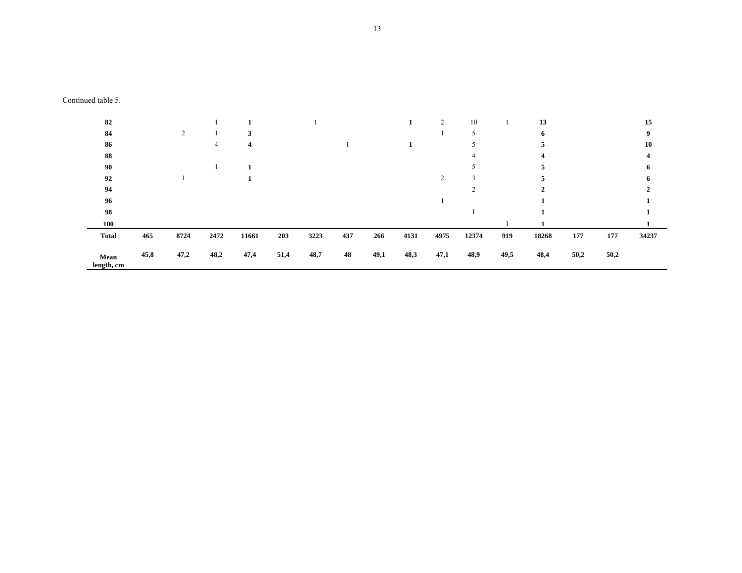Continued table 5.

| | | | | | | | | | | | | | | | | |
|---|---|---|---|---|---|---|---|---|---|---|---|---|---|---|---|---|
| **82** | | | 1 | **1** | | 1 | | | **1** | 2 | 10 | 1 | **13** | | | **15** |
| **84** | | 2 | 1 | **3** | | | | | | 1 | 5 | | **6** | | | **9** |
| **86** | | | 4 | **4** | | | 1 | | **1** | | 5 | | **5** | | | **10** |
| **88** | | | | | | | | | | | 4 | | **4** | | | **4** |
| **90** | | | 1 | **1** | | | | | | | 5 | | **5** | | | **6** |
| **92** | | 1 | | **1** | | | | | | 2 | 3 | | **5** | | | **6** |
| **94** | | | | | | | | | | | 2 | | **2** | | | **2** |
| **96** | | | | | | | | | | 1 | | | **1** | | | **1** |
| **98** | | | | | | | | | | | 1 | | **1** | | | **1** |
| **100** | | | | | | | | | | | | 1 | **1** | | | **1** |
| **Total** | **465** | **8724** | **2472** | **11661** | **203** | **3223** | **437** | **266** | **4131** | **4975** | **12374** | **919** | **18268** | **177** | **177** | **34237** |
| **Mean length, cm** | **45,8** | **47,2** | **48,2** | **47,4** | **51,4** | **48,7** | **48** | **49,1** | **48,3** | **47,1** | **48,9** | **49,5** | **48,4** | **50,2** | **50,2** | |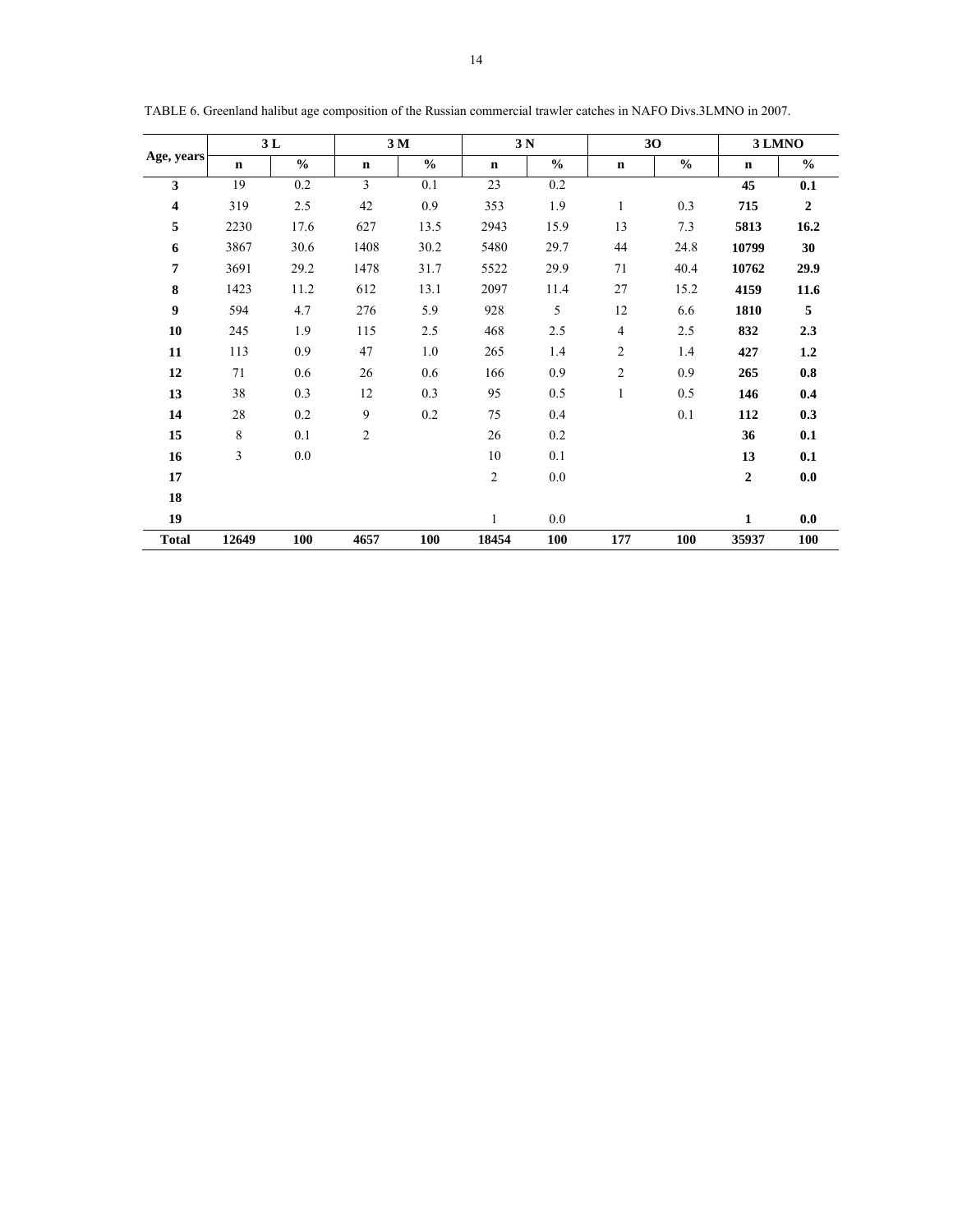TABLE 6. Greenland halibut age composition of the Russian commercial trawler catches in NAFO Divs.3LMNO in 2007.

| Age, years | 3 L | | 3 M | | 3 N | | 3O | | 3 LMNO | |
|---|---|---|---|---|---|---|---|---|---|---|
| | **n** | **%** | **n** | **%** | **n** | **%** | **n** | **%** | **n** | **%** |
| **3** | 19 | 0.2 | 3 | 0.1 | 23 | 0.2 | | | **45** | **0.1** |
| **4** | 319 | 2.5 | 42 | 0.9 | 353 | 1.9 | 1 | 0.3 | **715** | **2** |
| **5** | 2230 | 17.6 | 627 | 13.5 | 2943 | 15.9 | 13 | 7.3 | **5813** | **16.2** |
| **6** | 3867 | 30.6 | 1408 | 30.2 | 5480 | 29.7 | 44 | 24.8 | **10799** | **30** |
| **7** | 3691 | 29.2 | 1478 | 31.7 | 5522 | 29.9 | 71 | 40.4 | **10762** | **29.9** |
| **8** | 1423 | 11.2 | 612 | 13.1 | 2097 | 11.4 | 27 | 15.2 | **4159** | **11.6** |
| **9** | 594 | 4.7 | 276 | 5.9 | 928 | 5 | 12 | 6.6 | **1810** | **5** |
| **10** | 245 | 1.9 | 115 | 2.5 | 468 | 2.5 | 4 | 2.5 | **832** | **2.3** |
| **11** | 113 | 0.9 | 47 | 1.0 | 265 | 1.4 | 2 | 1.4 | **427** | **1.2** |
| **12** | 71 | 0.6 | 26 | 0.6 | 166 | 0.9 | 2 | 0.9 | **265** | **0.8** |
| **13** | 38 | 0.3 | 12 | 0.3 | 95 | 0.5 | 1 | 0.5 | **146** | **0.4** |
| **14** | 28 | 0.2 | 9 | 0.2 | 75 | 0.4 | | 0.1 | **112** | **0.3** |
| **15** | 8 | 0.1 | 2 | | 26 | 0.2 | | | **36** | **0.1** |
| **16** | 3 | 0.0 | | | 10 | 0.1 | | | **13** | **0.1** |
| **17** | | | | | 2 | 0.0 | | | **2** | **0.0** |
| **18** | | | | | | | | | | |
| **19** | | | | | 1 | 0.0 | | | **1** | **0.0** |
| **Total** | **12649** | **100** | **4657** | **100** | **18454** | **100** | **177** | **100** | **35937** | **100** |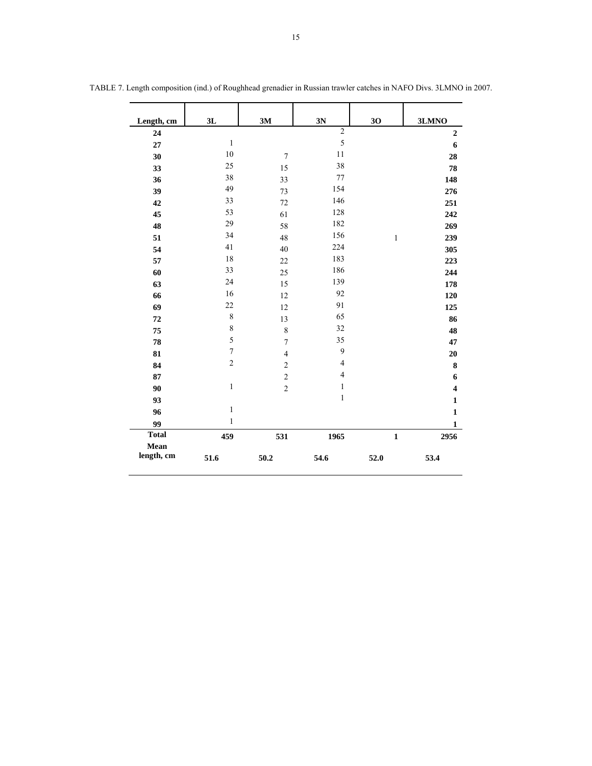TABLE 7. Length composition (ind.) of Roughhead grenadier in Russian trawler catches in NAFO Divs. 3LMNO in 2007.

| Length, cm | 3L | 3M | 3N | 3O | 3LMNO |
|---|---|---|---|---|---|
| **24** | | | 2 | | **2** |
| **27** | 1 | | 5 | | **6** |
| **30** | 10 | 7 | 11 | | **28** |
| **33** | 25 | 15 | 38 | | **78** |
| **36** | 38 | 33 | 77 | | **148** |
| **39** | 49 | 73 | 154 | | **276** |
| **42** | 33 | 72 | 146 | | **251** |
| **45** | 53 | 61 | 128 | | **242** |
| **48** | 29 | 58 | 182 | | **269** |
| **51** | 34 | 48 | 156 | 1 | **239** |
| **54** | 41 | 40 | 224 | | **305** |
| **57** | 18 | 22 | 183 | | **223** |
| **60** | 33 | 25 | 186 | | **244** |
| **63** | 24 | 15 | 139 | | **178** |
| **66** | 16 | 12 | 92 | | **120** |
| **69** | 22 | 12 | 91 | | **125** |
| **72** | 8 | 13 | 65 | | **86** |
| **75** | 8 | 8 | 32 | | **48** |
| **78** | 5 | 7 | 35 | | **47** |
| **81** | 7 | 4 | 9 | | **20** |
| **84** | 2 | 2 | 4 | | **8** |
| **87** | | 2 | 4 | | **6** |
| **90** | 1 | 2 | 1 | | **4** |
| **93** | | | 1 | | **1** |
| **96** | 1 | | | | **1** |
| **99** | 1 | | | | **1** |
| **Total** | **459** | **531** | **1965** | **1** | **2956** |
| **Mean length, cm** | **51.6** | **50.2** | **54.6** | **52.0** | **53.4** |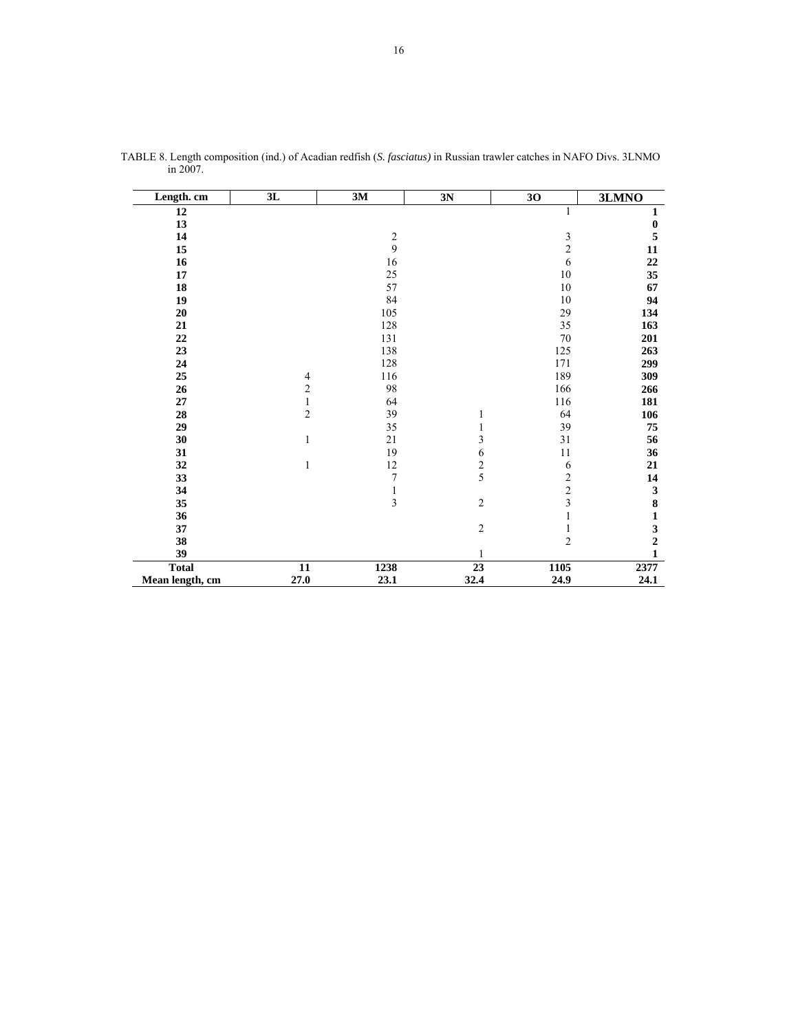TABLE 8. Length composition (ind.) of Acadian redfish (*S. fasciatus)* in Russian trawler catches in NAFO Divs. 3LNMO in 2007.

| Length. cm | 3L | 3M | 3N | 3O | 3LMNO |
|---|---|---|---|---|---|
| **12** | | | | 1 | **1** |
| **13** | | | | | **0** |
| **14** | | 2 | | 3 | **5** |
| **15** | | 9 | | 2 | **11** |
| **16** | | 16 | | 6 | **22** |
| **17** | | 25 | | 10 | **35** |
| **18** | | 57 | | 10 | **67** |
| **19** | | 84 | | 10 | **94** |
| **20** | | 105 | | 29 | **134** |
| **21** | | 128 | | 35 | **163** |
| **22** | | 131 | | 70 | **201** |
| **23** | | 138 | | 125 | **263** |
| **24** | | 128 | | 171 | **299** |
| **25** | 4 | 116 | | 189 | **309** |
| **26** | 2 | 98 | | 166 | **266** |
| **27** | 1 | 64 | | 116 | **181** |
| **28** | 2 | 39 | 1 | 64 | **106** |
| **29** | | 35 | 1 | 39 | **75** |
| **30** | 1 | 21 | 3 | 31 | **56** |
| **31** | | 19 | 6 | 11 | **36** |
| **32** | 1 | 12 | 2 | 6 | **21** |
| **33** | | 7 | 5 | 2 | **14** |
| **34** | | 1 | | 2 | **3** |
| **35** | | 3 | 2 | 3 | **8** |
| **36** | | | | 1 | **1** |
| **37** | | | 2 | 1 | **3** |
| **38** | | | | 2 | **2** |
| **39** | | | 1 | | **1** |
| **Total** | **11** | **1238** | **23** | **1105** | **2377** |
| **Mean length, cm** | **27.0** | **23.1** | **32.4** | **24.9** | **24.1** |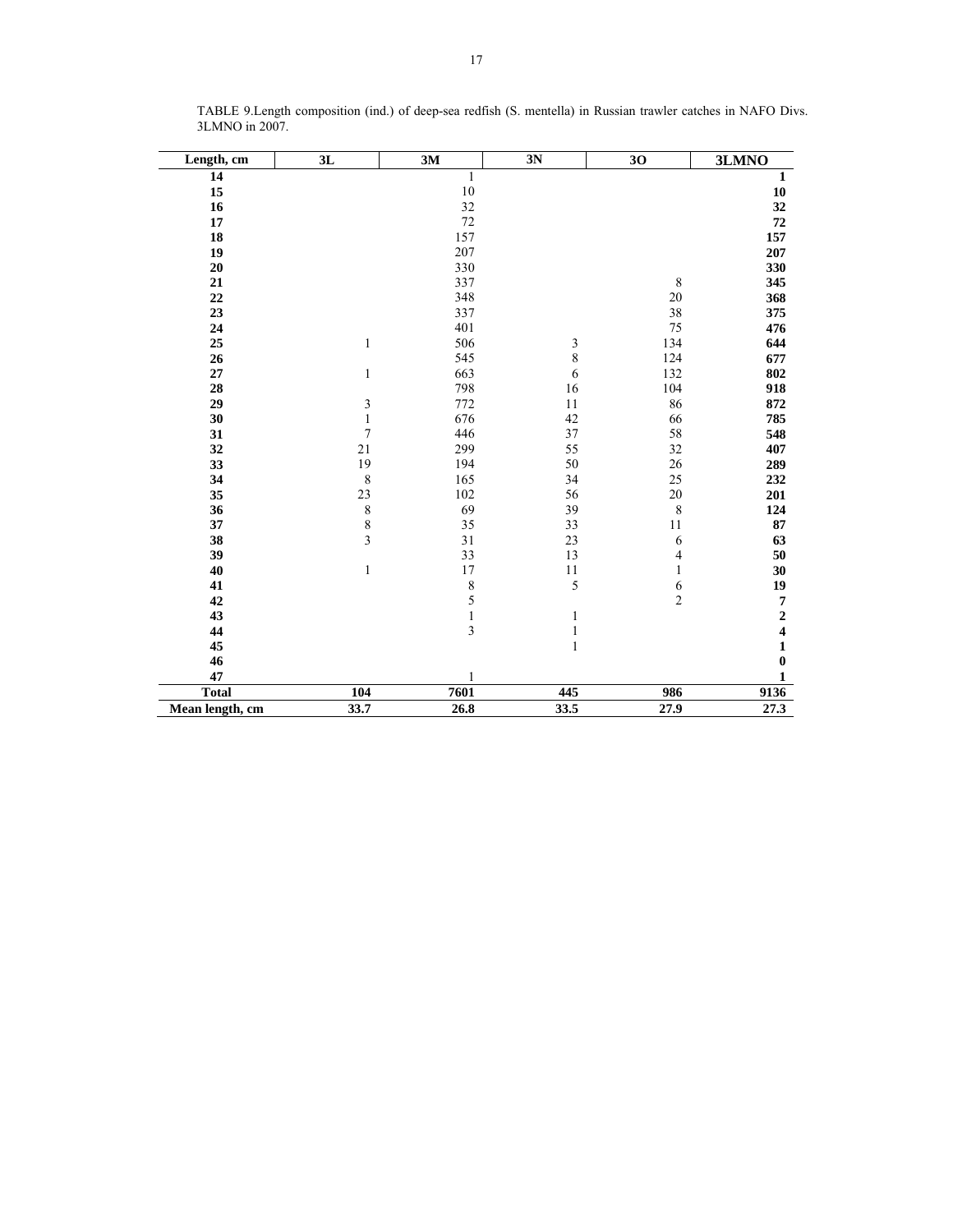TABLE 9.Length composition (ind.) of deep-sea redfish (S. mentella) in Russian trawler catches in NAFO Divs. 3LMNO in 2007.

| Length, cm | 3L | 3M | 3N | 3O | 3LMNO |
|---|---|---|---|---|---|
| **14** | | 1 | | | **1** |
| **15** | | 10 | | | **10** |
| **16** | | 32 | | | **32** |
| **17** | | 72 | | | **72** |
| **18** | | 157 | | | **157** |
| **19** | | 207 | | | **207** |
| **20** | | 330 | | | **330** |
| **21** | | 337 | | 8 | **345** |
| **22** | | 348 | | 20 | **368** |
| **23** | | 337 | | 38 | **375** |
| **24** | | 401 | | 75 | **476** |
| **25** | 1 | 506 | 3 | 134 | **644** |
| **26** | | 545 | 8 | 124 | **677** |
| **27** | 1 | 663 | 6 | 132 | **802** |
| **28** | | 798 | 16 | 104 | **918** |
| **29** | 3 | 772 | 11 | 86 | **872** |
| **30** | 1 | 676 | 42 | 66 | **785** |
| **31** | 7 | 446 | 37 | 58 | **548** |
| **32** | 21 | 299 | 55 | 32 | **407** |
| **33** | 19 | 194 | 50 | 26 | **289** |
| **34** | 8 | 165 | 34 | 25 | **232** |
| **35** | 23 | 102 | 56 | 20 | **201** |
| **36** | 8 | 69 | 39 | 8 | **124** |
| **37** | 8 | 35 | 33 | 11 | **87** |
| **38** | 3 | 31 | 23 | 6 | **63** |
| **39** | | 33 | 13 | 4 | **50** |
| **40** | 1 | 17 | 11 | 1 | **30** |
| **41** | | 8 | 5 | 6 | **19** |
| **42** | | 5 | | 2 | **7** |
| **43** | | 1 | 1 | | **2** |
| **44** | | 3 | 1 | | **4** |
| **45** | | | 1 | | **1** |
| **46** | | | | | **0** |
| **47** | | 1 | | | **1** |
| **Total** | **104** | **7601** | **445** | **986** | **9136** |
| **Mean length, cm** | **33.7** | **26.8** | **33.5** | **27.9** | **27.3** |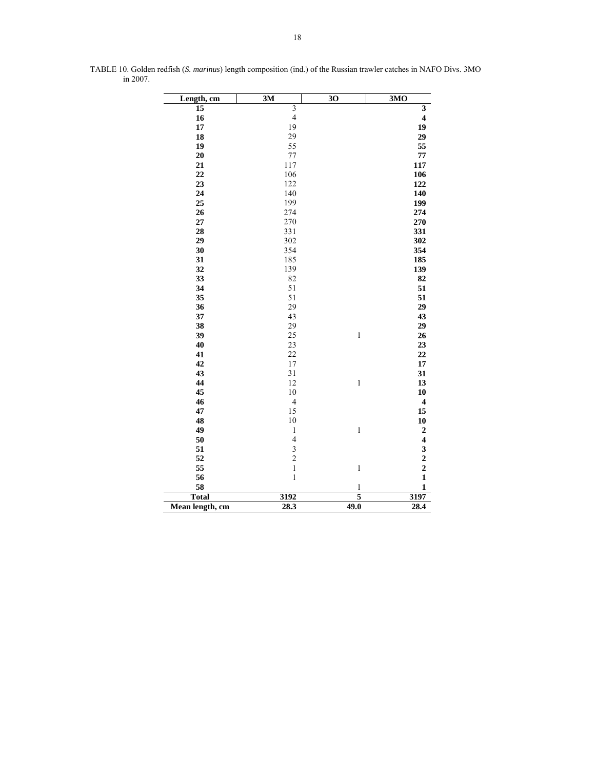TABLE 10. Golden redfish (*S. marinus*) length composition (ind.) of the Russian trawler catches in NAFO Divs. 3MO in 2007.

| Length, cm | 3M | 3O | 3MO |
|---|---|---|---|
| **15** | 3 | | **3** |
| **16** | 4 | | **4** |
| **17** | 19 | | **19** |
| **18** | 29 | | **29** |
| **19** | 55 | | **55** |
| **20** | 77 | | **77** |
| **21** | 117 | | **117** |
| **22** | 106 | | **106** |
| **23** | 122 | | **122** |
| **24** | 140 | | **140** |
| **25** | 199 | | **199** |
| **26** | 274 | | **274** |
| **27** | 270 | | **270** |
| **28** | 331 | | **331** |
| **29** | 302 | | **302** |
| **30** | 354 | | **354** |
| **31** | 185 | | **185** |
| **32** | 139 | | **139** |
| **33** | 82 | | **82** |
| **34** | 51 | | **51** |
| **35** | 51 | | **51** |
| **36** | 29 | | **29** |
| **37** | 43 | | **43** |
| **38** | 29 | | **29** |
| **39** | 25 | 1 | **26** |
| **40** | 23 | | **23** |
| **41** | 22 | | **22** |
| **42** | 17 | | **17** |
| **43** | 31 | | **31** |
| **44** | 12 | 1 | **13** |
| **45** | 10 | | **10** |
| **46** | 4 | | **4** |
| **47** | 15 | | **15** |
| **48** | 10 | | **10** |
| **49** | 1 | 1 | **2** |
| **50** | 4 | | **4** |
| **51** | 3 | | **3** |
| **52** | 2 | | **2** |
| **55** | 1 | 1 | **2** |
| **56** | 1 | | **1** |
| **58** | | 1 | **1** |
| **Total** | **3192** | **5** | **3197** |
| **Mean length, cm** | **28.3** | **49.0** | **28.4** |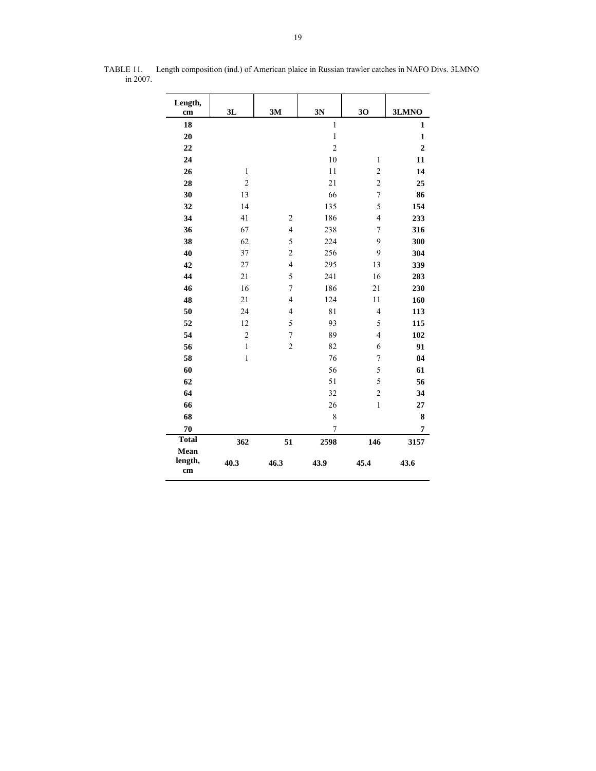TABLE 11. Length composition (ind.) of American plaice in Russian trawler catches in NAFO Divs. 3LMNO in 2007.

| Length, cm | 3L | 3M | 3N | 3O | 3LMNO |
|---|---|---|---|---|---|
| **18** | | | 1 | | **1** |
| **20** | | | 1 | | **1** |
| **22** | | | 2 | | **2** |
| **24** | | | 10 | 1 | **11** |
| **26** | 1 | | 11 | 2 | **14** |
| **28** | 2 | | 21 | 2 | **25** |
| **30** | 13 | | 66 | 7 | **86** |
| **32** | 14 | | 135 | 5 | **154** |
| **34** | 41 | 2 | 186 | 4 | **233** |
| **36** | 67 | 4 | 238 | 7 | **316** |
| **38** | 62 | 5 | 224 | 9 | **300** |
| **40** | 37 | 2 | 256 | 9 | **304** |
| **42** | 27 | 4 | 295 | 13 | **339** |
| **44** | 21 | 5 | 241 | 16 | **283** |
| **46** | 16 | 7 | 186 | 21 | **230** |
| **48** | 21 | 4 | 124 | 11 | **160** |
| **50** | 24 | 4 | 81 | 4 | **113** |
| **52** | 12 | 5 | 93 | 5 | **115** |
| **54** | 2 | 7 | 89 | 4 | **102** |
| **56** | 1 | 2 | 82 | 6 | **91** |
| **58** | 1 | | 76 | 7 | **84** |
| **60** | | | 56 | 5 | **61** |
| **62** | | | 51 | 5 | **56** |
| **64** | | | 32 | 2 | **34** |
| **66** | | | 26 | 1 | **27** |
| **68** | | | 8 | | **8** |
| **70** | | | 7 | | **7** |
| **Total** | **362** | **51** | **2598** | **146** | **3157** |
| **Mean length, cm** | **40.3** | **46.3** | **43.9** | **45.4** | **43.6** |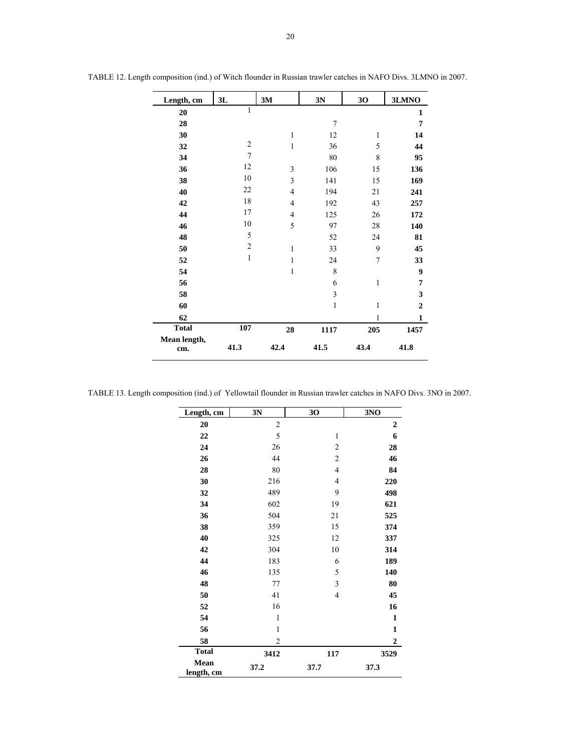TABLE 12. Length composition (ind.) of Witch flounder in Russian trawler catches in NAFO Divs. 3LMNO in 2007.

| Length, cm | 3L | 3M | 3N | 3O | 3LMNO |
|---|---|---|---|---|---|
| **20** | 1 | | | | **1** |
| **28** | | | 7 | | **7** |
| **30** | | 1 | 12 | 1 | **14** |
| **32** | 2 | 1 | 36 | 5 | **44** |
| **34** | 7 | | 80 | 8 | **95** |
| **36** | 12 | 3 | 106 | 15 | **136** |
| **38** | 10 | 3 | 141 | 15 | **169** |
| **40** | 22 | 4 | 194 | 21 | **241** |
| **42** | 18 | 4 | 192 | 43 | **257** |
| **44** | 17 | 4 | 125 | 26 | **172** |
| **46** | 10 | 5 | 97 | 28 | **140** |
| **48** | 5 | | 52 | 24 | **81** |
| **50** | 2 | 1 | 33 | 9 | **45** |
| **52** | 1 | 1 | 24 | 7 | **33** |
| **54** | | 1 | 8 | | **9** |
| **56** | | | 6 | 1 | **7** |
| **58** | | | 3 | | **3** |
| **60** | | | 1 | 1 | **2** |
| **62** | | | | 1 | **1** |
| **Total** | **107** | **28** | **1117** | **205** | **1457** |
| **Mean length, cm.** | **41.3** | **42.4** | **41.5** | **43.4** | **41.8** |

TABLE 13. Length composition (ind.) of Yellowtail flounder in Russian trawler catches in NAFO Divs. 3NO in 2007.

| Length, cm | 3N | 3O | 3NO |
|---|---|---|---|
| **20** | 2 | | **2** |
| **22** | 5 | 1 | **6** |
| **24** | 26 | 2 | **28** |
| **26** | 44 | 2 | **46** |
| **28** | 80 | 4 | **84** |
| **30** | 216 | 4 | **220** |
| **32** | 489 | 9 | **498** |
| **34** | 602 | 19 | **621** |
| **36** | 504 | 21 | **525** |
| **38** | 359 | 15 | **374** |
| **40** | 325 | 12 | **337** |
| **42** | 304 | 10 | **314** |
| **44** | 183 | 6 | **189** |
| **46** | 135 | 5 | **140** |
| **48** | 77 | 3 | **80** |
| **50** | 41 | 4 | **45** |
| **52** | 16 | | **16** |
| **54** | 1 | | **1** |
| **56** | 1 | | **1** |
| **58** | 2 | | **2** |
| **Total** | **3412** | **117** | **3529** |
| **Mean length, cm** | **37.2** | **37.7** | **37.3** |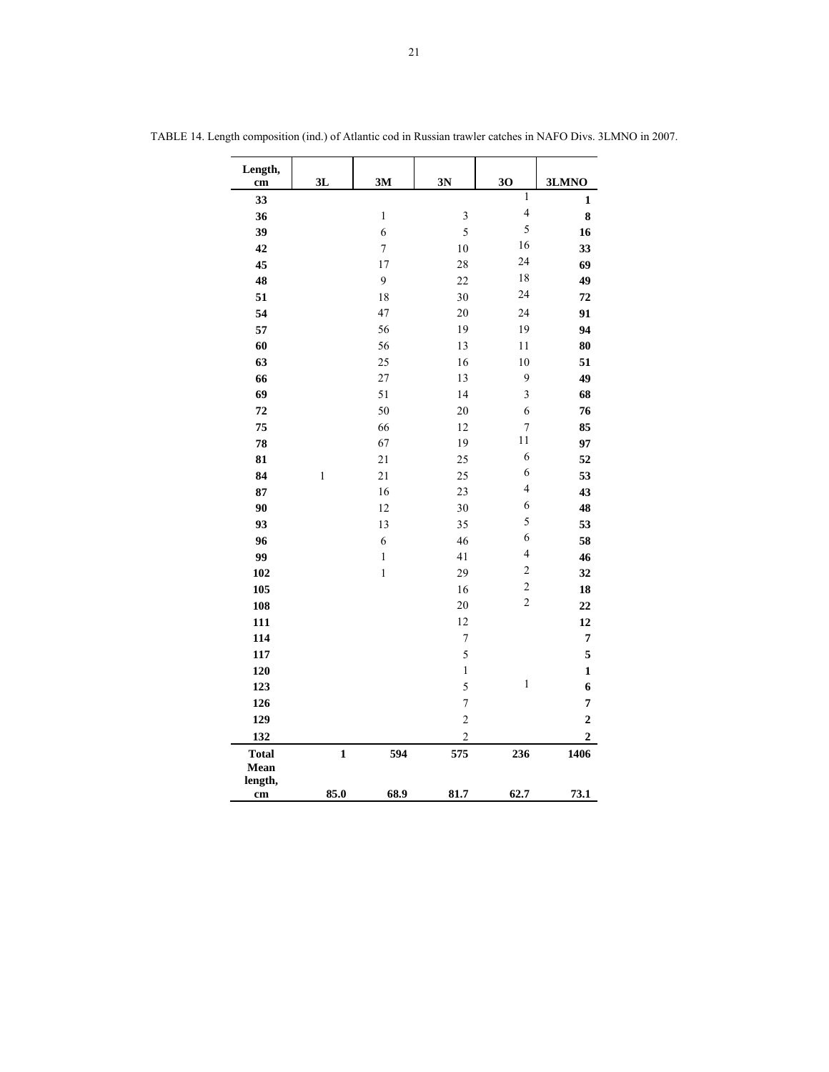TABLE 14. Length composition (ind.) of Atlantic cod in Russian trawler catches in NAFO Divs. 3LMNO in 2007.

| Length, cm | 3L | 3M | 3N | 3O | 3LMNO |
|---|---|---|---|---|---|
| **33** | | | | 1 | **1** |
| **36** | | 1 | 3 | 4 | **8** |
| **39** | | 6 | 5 | 5 | **16** |
| **42** | | 7 | 10 | 16 | **33** |
| **45** | | 17 | 28 | 24 | **69** |
| **48** | | 9 | 22 | 18 | **49** |
| **51** | | 18 | 30 | 24 | **72** |
| **54** | | 47 | 20 | 24 | **91** |
| **57** | | 56 | 19 | 19 | **94** |
| **60** | | 56 | 13 | 11 | **80** |
| **63** | | 25 | 16 | 10 | **51** |
| **66** | | 27 | 13 | 9 | **49** |
| **69** | | 51 | 14 | 3 | **68** |
| **72** | | 50 | 20 | 6 | **76** |
| **75** | | 66 | 12 | 7 | **85** |
| **78** | | 67 | 19 | 11 | **97** |
| **81** | | 21 | 25 | 6 | **52** |
| **84** | 1 | 21 | 25 | 6 | **53** |
| **87** | | 16 | 23 | 4 | **43** |
| **90** | | 12 | 30 | 6 | **48** |
| **93** | | 13 | 35 | 5 | **53** |
| **96** | | 6 | 46 | 6 | **58** |
| **99** | | 1 | 41 | 4 | **46** |
| **102** | | 1 | 29 | 2 | **32** |
| **105** | | | 16 | 2 | **18** |
| **108** | | | 20 | 2 | **22** |
| **111** | | | 12 | | **12** |
| **114** | | | 7 | | **7** |
| **117** | | | 5 | | **5** |
| **120** | | | 1 | | **1** |
| **123** | | | 5 | 1 | **6** |
| **126** | | | 7 | | **7** |
| **129** | | | 2 | | **2** |
| **132** | | | 2 | | **2** |
| **Total** | **1** | **594** | **575** | **236** | **1406** |
| **Mean length, cm** | **85.0** | **68.9** | **81.7** | **62.7** | **73.1** |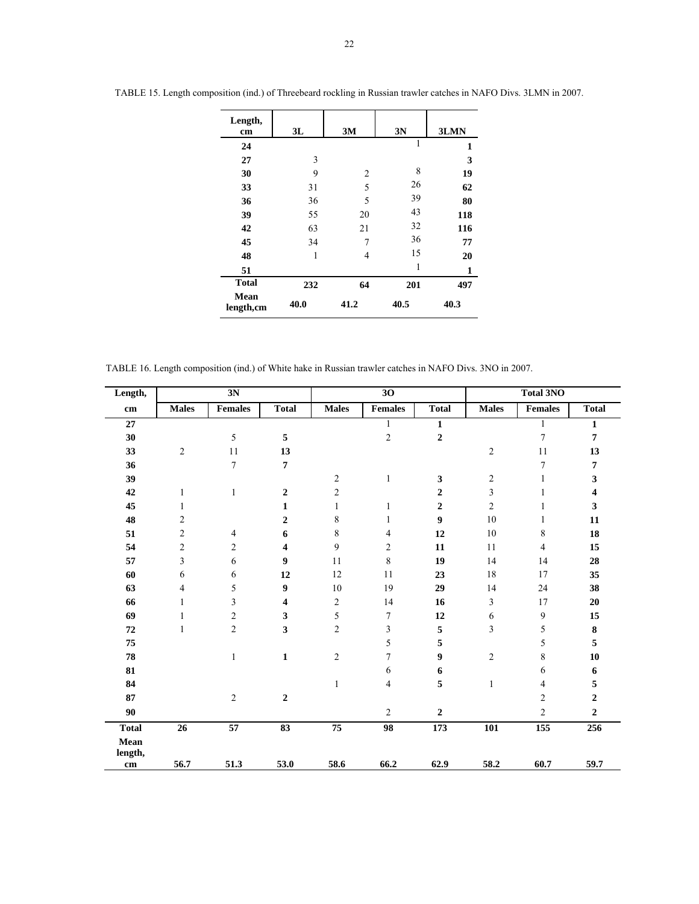TABLE 15. Length composition (ind.) of Threebeard rockling in Russian trawler catches in NAFO Divs. 3LMN in 2007.

| Length, cm | 3L | 3M | 3N | 3LMN |
|---|---|---|---|---|
| 24 | | | 1 | **1** |
| 27 | 3 | | | **3** |
| 30 | 9 | 2 | 8 | **19** |
| 33 | 31 | 5 | 26 | **62** |
| 36 | 36 | 5 | 39 | **80** |
| 39 | 55 | 20 | 43 | **118** |
| 42 | 63 | 21 | 32 | **116** |
| 45 | 34 | 7 | 36 | **77** |
| 48 | 1 | 4 | 15 | **20** |
| 51 | | | 1 | **1** |
| **Total** | **232** | **64** | **201** | **497** |
| **Mean length,cm** | **40.0** | **41.2** | **40.5** | **40.3** |

TABLE 16. Length composition (ind.) of White hake in Russian trawler catches in NAFO Divs. 3NO in 2007.

| Length, | 3N | | | 3O | | | Total 3NO | | |
|---|---|---|---|---|---|---|---|---|---|
| cm | Males | Females | Total | Males | Females | Total | Males | Females | Total |
| 27 | | | | | 1 | **1** | | 1 | **1** |
| 30 | | 5 | **5** | | 2 | **2** | | 7 | **7** |
| 33 | 2 | 11 | **13** | | | | 2 | 11 | **13** |
| 36 | | 7 | **7** | | | | | 7 | **7** |
| 39 | | | | 2 | 1 | **3** | 2 | 1 | **3** |
| 42 | 1 | 1 | **2** | 2 | | **2** | 3 | 1 | **4** |
| 45 | 1 | | **1** | 1 | 1 | **2** | 2 | 1 | **3** |
| 48 | 2 | | **2** | 8 | 1 | **9** | 10 | 1 | **11** |
| 51 | 2 | 4 | **6** | 8 | 4 | **12** | 10 | 8 | **18** |
| 54 | 2 | 2 | **4** | 9 | 2 | **11** | 11 | 4 | **15** |
| 57 | 3 | 6 | **9** | 11 | 8 | **19** | 14 | 14 | **28** |
| 60 | 6 | 6 | **12** | 12 | 11 | **23** | 18 | 17 | **35** |
| 63 | 4 | 5 | **9** | 10 | 19 | **29** | 14 | 24 | **38** |
| 66 | 1 | 3 | **4** | 2 | 14 | **16** | 3 | 17 | **20** |
| 69 | 1 | 2 | **3** | 5 | 7 | **12** | 6 | 9 | **15** |
| 72 | 1 | 2 | **3** | 2 | 3 | **5** | 3 | 5 | **8** |
| 75 | | | | | 5 | **5** | | 5 | **5** |
| 78 | | 1 | **1** | 2 | 7 | **9** | 2 | 8 | **10** |
| 81 | | | | | 6 | **6** | | 6 | **6** |
| 84 | | | | 1 | 4 | **5** | 1 | 4 | **5** |
| 87 | | 2 | **2** | | | | | 2 | **2** |
| 90 | | | | | 2 | **2** | | 2 | **2** |
| **Total** | **26** | **57** | **83** | **75** | **98** | **173** | **101** | **155** | **256** |
| **Mean length, cm** | **56.7** | **51.3** | **53.0** | **58.6** | **66.2** | **62.9** | **58.2** | **60.7** | **59.7** |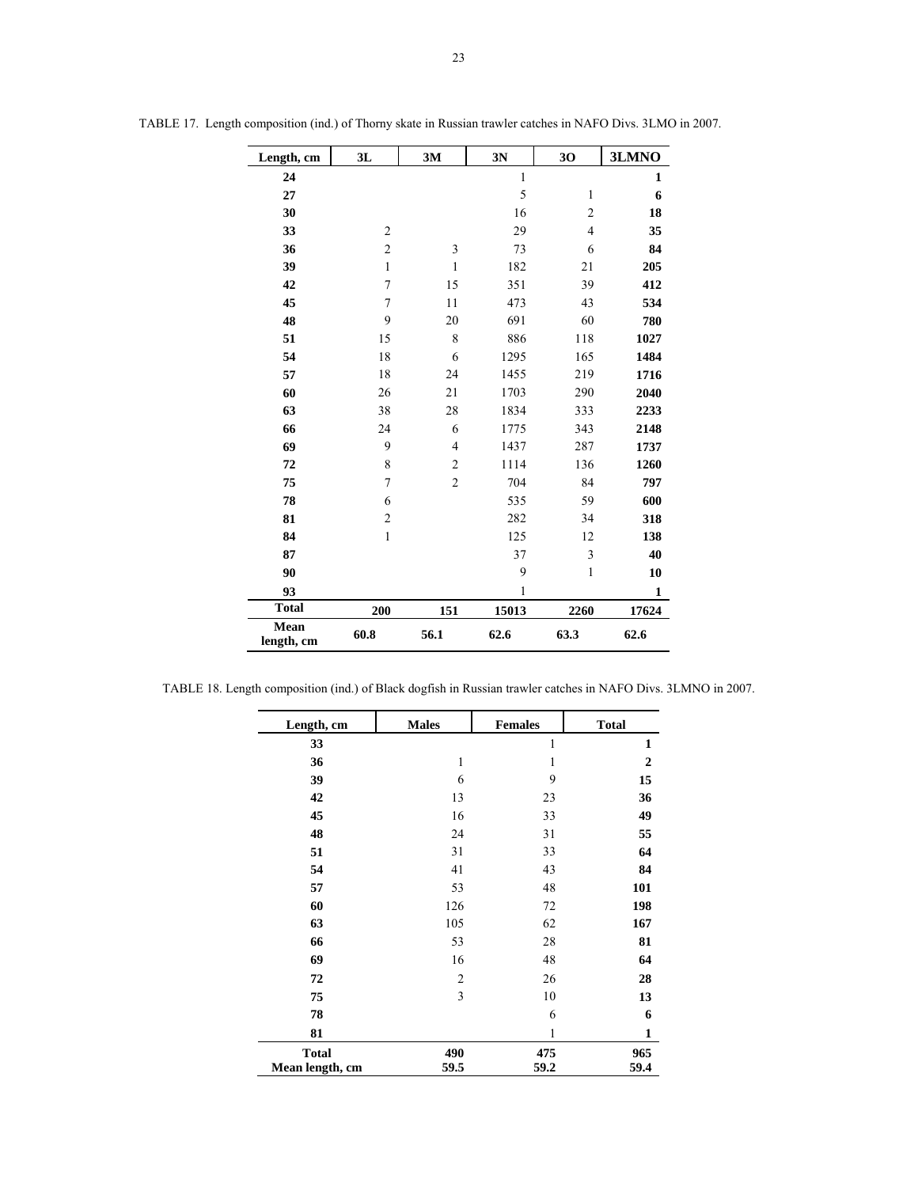TABLE 17. Length composition (ind.) of Thorny skate in Russian trawler catches in NAFO Divs. 3LMO in 2007.

| Length, cm | 3L | 3M | 3N | 3O | 3LMNO |
|---|---|---|---|---|---|
| **24** | | | 1 | | **1** |
| **27** | | | 5 | 1 | **6** |
| **30** | | | 16 | 2 | **18** |
| **33** | 2 | | 29 | 4 | **35** |
| **36** | 2 | 3 | 73 | 6 | **84** |
| **39** | 1 | 1 | 182 | 21 | **205** |
| **42** | 7 | 15 | 351 | 39 | **412** |
| **45** | 7 | 11 | 473 | 43 | **534** |
| **48** | 9 | 20 | 691 | 60 | **780** |
| **51** | 15 | 8 | 886 | 118 | **1027** |
| **54** | 18 | 6 | 1295 | 165 | **1484** |
| **57** | 18 | 24 | 1455 | 219 | **1716** |
| **60** | 26 | 21 | 1703 | 290 | **2040** |
| **63** | 38 | 28 | 1834 | 333 | **2233** |
| **66** | 24 | 6 | 1775 | 343 | **2148** |
| **69** | 9 | 4 | 1437 | 287 | **1737** |
| **72** | 8 | 2 | 1114 | 136 | **1260** |
| **75** | 7 | 2 | 704 | 84 | **797** |
| **78** | 6 | | 535 | 59 | **600** |
| **81** | 2 | | 282 | 34 | **318** |
| **84** | 1 | | 125 | 12 | **138** |
| **87** | | | 37 | 3 | **40** |
| **90** | | | 9 | 1 | **10** |
| **93** | | | 1 | | **1** |
| **Total** | **200** | **151** | **15013** | **2260** | **17624** |
| **Mean length, cm** | **60.8** | **56.1** | **62.6** | **63.3** | **62.6** |

TABLE 18. Length composition (ind.) of Black dogfish in Russian trawler catches in NAFO Divs. 3LMNO in 2007.

| Length, cm | Males | Females | Total |
|---|---|---|---|
| **33** | | 1 | **1** |
| **36** | 1 | 1 | **2** |
| **39** | 6 | 9 | **15** |
| **42** | 13 | 23 | **36** |
| **45** | 16 | 33 | **49** |
| **48** | 24 | 31 | **55** |
| **51** | 31 | 33 | **64** |
| **54** | 41 | 43 | **84** |
| **57** | 53 | 48 | **101** |
| **60** | 126 | 72 | **198** |
| **63** | 105 | 62 | **167** |
| **66** | 53 | 28 | **81** |
| **69** | 16 | 48 | **64** |
| **72** | 2 | 26 | **28** |
| **75** | 3 | 10 | **13** |
| **78** | | 6 | **6** |
| **81** | | 1 | **1** |
| **Total** | **490** | **475** | **965** |
| **Mean length, cm** | **59.5** | **59.2** | **59.4** |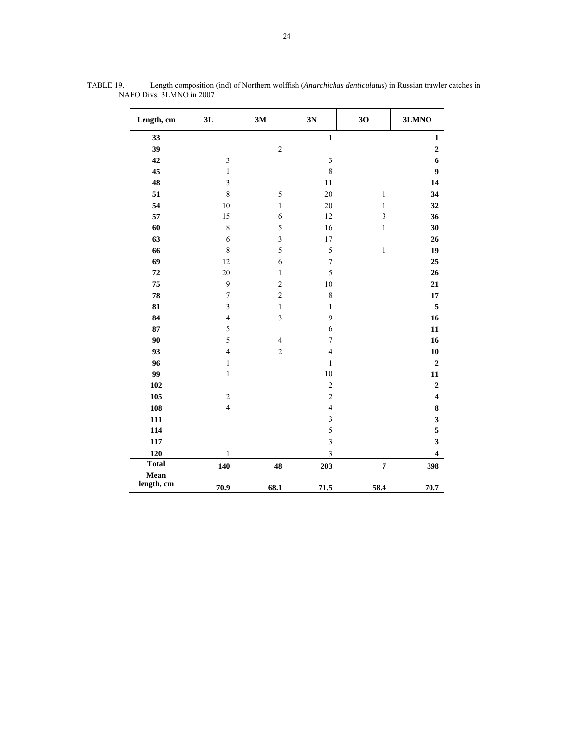TABLE 19. Length composition (ind) of Northern wolffish (*Anarchichas denticulatus*) in Russian trawler catches in NAFO Divs. 3LMNO in 2007

| Length, cm | 3L | 3M | 3N | 3O | 3LMNO |
|---|---|---|---|---|---|
| **33** | | | 1 | | **1** |
| **39** | | 2 | | | **2** |
| **42** | 3 | | 3 | | **6** |
| **45** | 1 | | 8 | | **9** |
| **48** | 3 | | 11 | | **14** |
| **51** | 8 | 5 | 20 | 1 | **34** |
| **54** | 10 | 1 | 20 | 1 | **32** |
| **57** | 15 | 6 | 12 | 3 | **36** |
| **60** | 8 | 5 | 16 | 1 | **30** |
| **63** | 6 | 3 | 17 | | **26** |
| **66** | 8 | 5 | 5 | 1 | **19** |
| **69** | 12 | 6 | 7 | | **25** |
| **72** | 20 | 1 | 5 | | **26** |
| **75** | 9 | 2 | 10 | | **21** |
| **78** | 7 | 2 | 8 | | **17** |
| **81** | 3 | 1 | 1 | | **5** |
| **84** | 4 | 3 | 9 | | **16** |
| **87** | 5 | | 6 | | **11** |
| **90** | 5 | 4 | 7 | | **16** |
| **93** | 4 | 2 | 4 | | **10** |
| **96** | 1 | | 1 | | **2** |
| **99** | 1 | | 10 | | **11** |
| **102** | | | 2 | | **2** |
| **105** | 2 | | 2 | | **4** |
| **108** | 4 | | 4 | | **8** |
| **111** | | | 3 | | **3** |
| **114** | | | 5 | | **5** |
| **117** | | | 3 | | **3** |
| **120** | 1 | | 3 | | **4** |
| **Total** | **140** | **48** | **203** | **7** | **398** |
| **Mean length, cm** | **70.9** | **68.1** | **71.5** | **58.4** | **70.7** |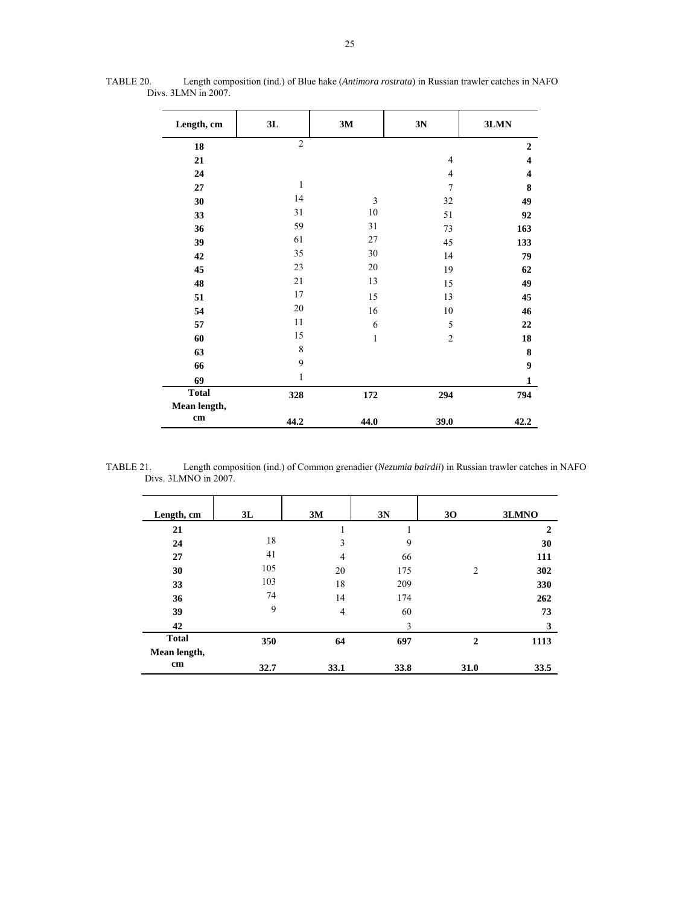TABLE 20. Length composition (ind.) of Blue hake (*Antimora rostrata*) in Russian trawler catches in NAFO Divs. 3LMN in 2007.

| Length, cm | 3L | 3M | 3N | 3LMN |
|---|---|---|---|---|
| **18** | 2 | | | **2** |
| **21** | | | 4 | **4** |
| **24** | | | 4 | **4** |
| **27** | 1 | | 7 | **8** |
| **30** | 14 | 3 | 32 | **49** |
| **33** | 31 | 10 | 51 | **92** |
| **36** | 59 | 31 | 73 | **163** |
| **39** | 61 | 27 | 45 | **133** |
| **42** | 35 | 30 | 14 | **79** |
| **45** | 23 | 20 | 19 | **62** |
| **48** | 21 | 13 | 15 | **49** |
| **51** | 17 | 15 | 13 | **45** |
| **54** | 20 | 16 | 10 | **46** |
| **57** | 11 | 6 | 5 | **22** |
| **60** | 15 | 1 | 2 | **18** |
| **63** | 8 | | | **8** |
| **66** | 9 | | | **9** |
| **69** | 1 | | | **1** |
| **Total** | **328** | **172** | **294** | **794** |
| **Mean length, cm** | **44.2** | **44.0** | **39.0** | **42.2** |

TABLE 21. Length composition (ind.) of Common grenadier (*Nezumia bairdii*) in Russian trawler catches in NAFO Divs. 3LMNO in 2007.

| Length, cm | 3L | 3M | 3N | 3O | 3LMNO |
|---|---|---|---|---|---|
| **21** | | 1 | 1 | | **2** |
| **24** | 18 | 3 | 9 | | **30** |
| **27** | 41 | 4 | 66 | | **111** |
| **30** | 105 | 20 | 175 | 2 | **302** |
| **33** | 103 | 18 | 209 | | **330** |
| **36** | 74 | 14 | 174 | | **262** |
| **39** | 9 | 4 | 60 | | **73** |
| **42** | | | 3 | | **3** |
| **Total** | **350** | **64** | **697** | **2** | **1113** |
| **Mean length, cm** | **32.7** | **33.1** | **33.8** | **31.0** | **33.5** |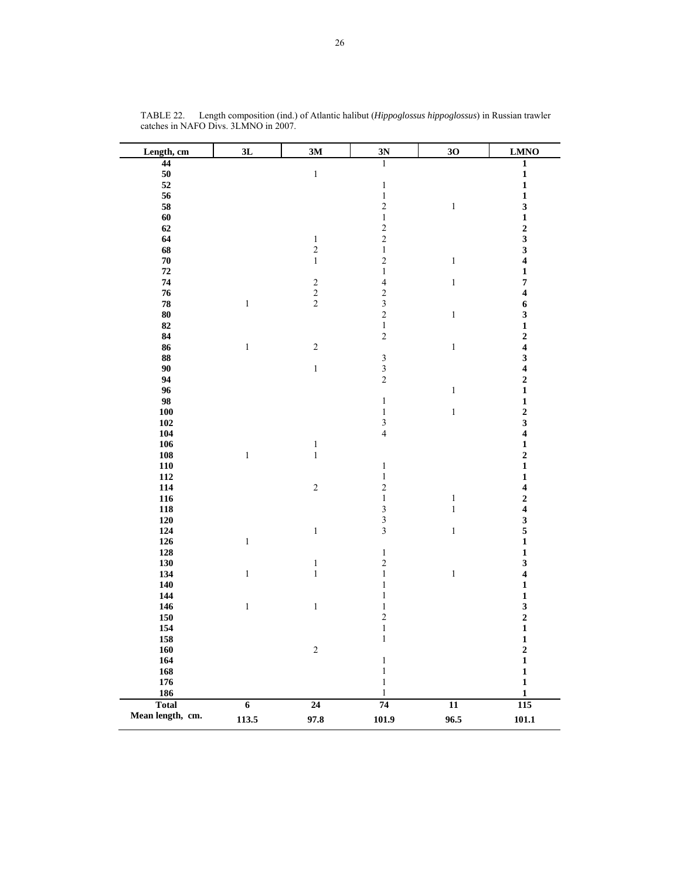TABLE 22. Length composition (ind.) of Atlantic halibut (*Hippoglossus hippoglossus*) in Russian trawler catches in NAFO Divs. 3LMNO in 2007.

| Length, cm | 3L | 3M | 3N | 3O | LMNO |
|---|---|---|---|---|---|
| **44** | | | 1 | | **1** |
| **50** | | 1 | | | **1** |
| **52** | | | 1 | | **1** |
| **56** | | | 1 | | **1** |
| **58** | | | 2 | 1 | **3** |
| **60** | | | 1 | | **1** |
| **62** | | | 2 | | **2** |
| **64** | | 1 | 2 | | **3** |
| **68** | | 2 | 1 | | **3** |
| **70** | | 1 | 2 | 1 | **4** |
| **72** | | | 1 | | **1** |
| **74** | | 2 | 4 | 1 | **7** |
| **76** | | 2 | 2 | | **4** |
| **78** | 1 | 2 | 3 | | **6** |
| **80** | | | 2 | 1 | **3** |
| **82** | | | 1 | | **1** |
| **84** | | | 2 | | **2** |
| **86** | 1 | 2 | | 1 | **4** |
| **88** | | | 3 | | **3** |
| **90** | | 1 | 3 | | **4** |
| **94** | | | 2 | | **2** |
| **96** | | | | 1 | **1** |
| **98** | | | 1 | | **1** |
| **100** | | | 1 | 1 | **2** |
| **102** | | | 3 | | **3** |
| **104** | | | 4 | | **4** |
| **106** | | 1 | | | **1** |
| **108** | 1 | 1 | | | **2** |
| **110** | | | 1 | | **1** |
| **112** | | | 1 | | **1** |
| **114** | | 2 | 2 | | **4** |
| **116** | | | 1 | 1 | **2** |
| **118** | | | 3 | 1 | **4** |
| **120** | | | 3 | | **3** |
| **124** | | 1 | 3 | 1 | **5** |
| **126** | 1 | | | | **1** |
| **128** | | | 1 | | **1** |
| **130** | | 1 | 2 | | **3** |
| **134** | 1 | 1 | 1 | 1 | **4** |
| **140** | | | 1 | | **1** |
| **144** | | | 1 | | **1** |
| **146** | 1 | 1 | 1 | | **3** |
| **150** | | | 2 | | **2** |
| **154** | | | 1 | | **1** |
| **158** | | | 1 | | **1** |
| **160** | | 2 | | | **2** |
| **164** | | | 1 | | **1** |
| **168** | | | 1 | | **1** |
| **176** | | | 1 | | **1** |
| **186** | | | 1 | | **1** |
| **Total** | **6** | **24** | **74** | **11** | **115** |
| **Mean length, cm.** | **113.5** | **97.8** | **101.9** | **96.5** | **101.1** |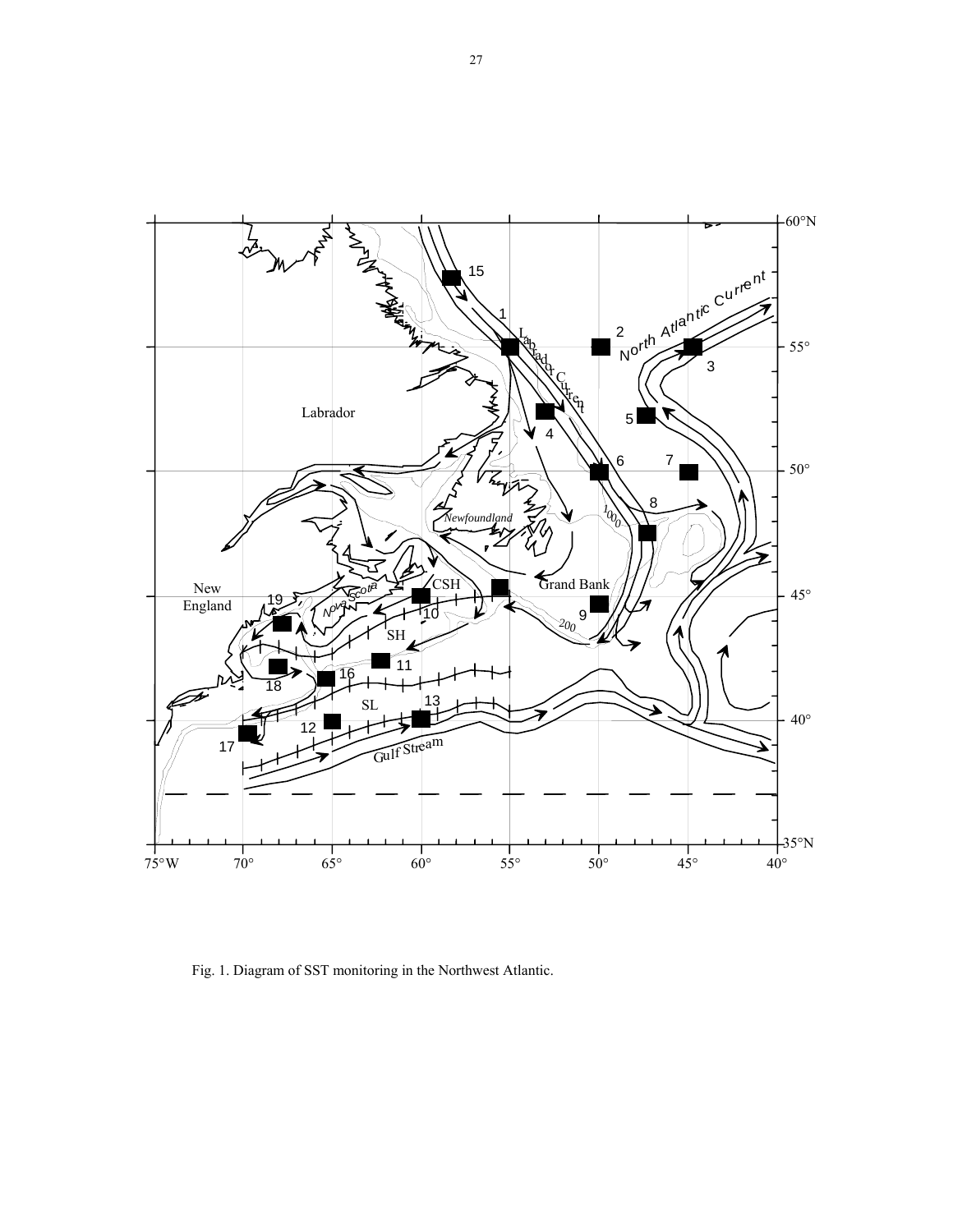Fig. 1. Diagram of SST monitoring in the Northwest Atlantic.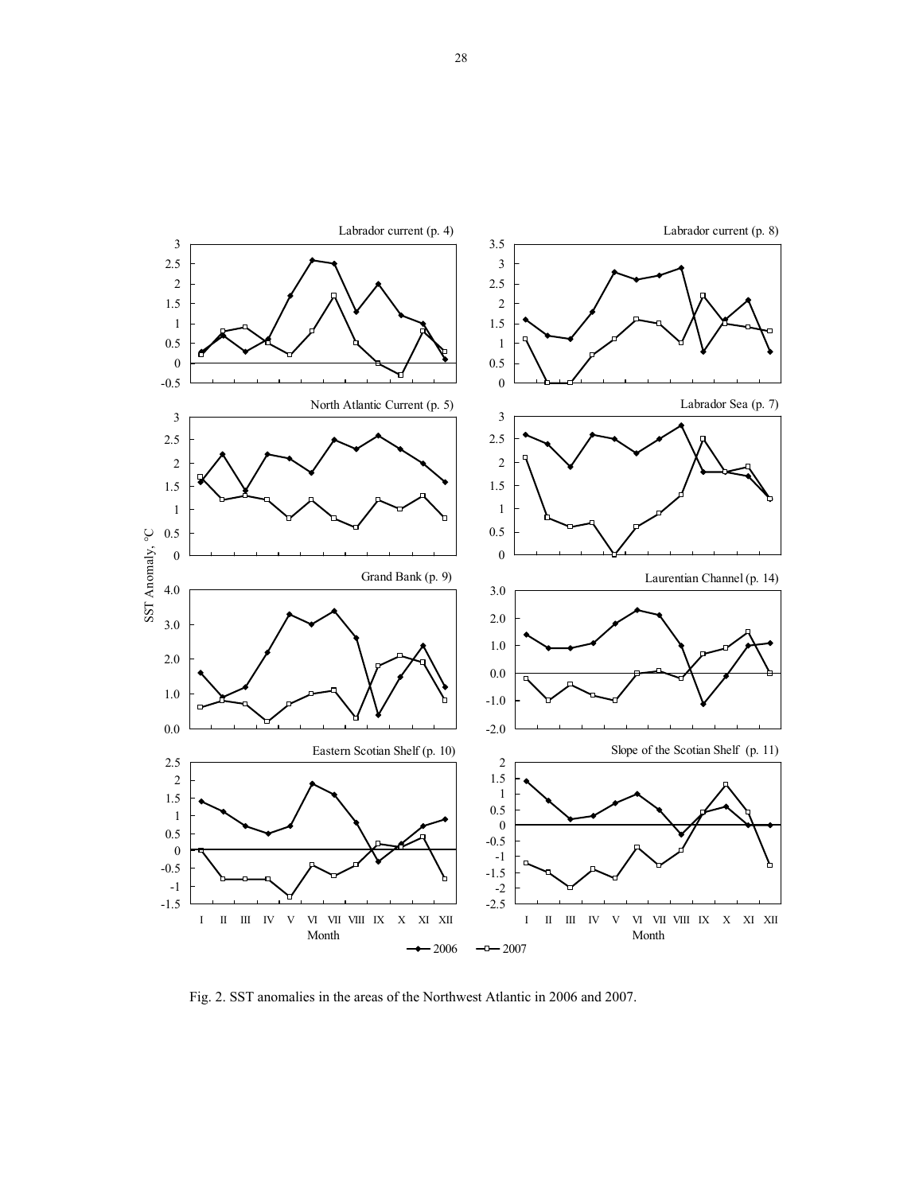Labrador current (p. 4)

3
2.5
2
1.5
1
0.5
0
-0.5

Labrador current (p. 8)

3.5
3
2.5
2
1.5
1
0.5
0

North Atlantic Current (p. 5)

3
2.5
2
1.5
1
0.5
0

Labrador Sea (p. 7)

3
2.5
2
1.5
1
0.5
0

Grand Bank (p. 9)

4.0
3.0
2.0
1.0
0.0

Laurentian Channel (p. 14)

3.0
2.0
1.0
0.0
-1.0
-2.0

Eastern Scotian Shelf (p. 10)

2.5
2
1.5
1
0.5
0
-0.5
-1
-1.5

Slope of the Scotian Shelf (p. 11)

2
1.5
1
0.5
0
-0.5
-1
-1.5
-2
-2.5

SST Anomaly, °C

I II III IV V VI VII VIII IX X XI XII

Month

I II III IV V VI VII VIII IX X XI XII

Month

2006 2007

Fig. 2. SST anomalies in the areas of the Northwest Atlantic in 2006 and 2007.